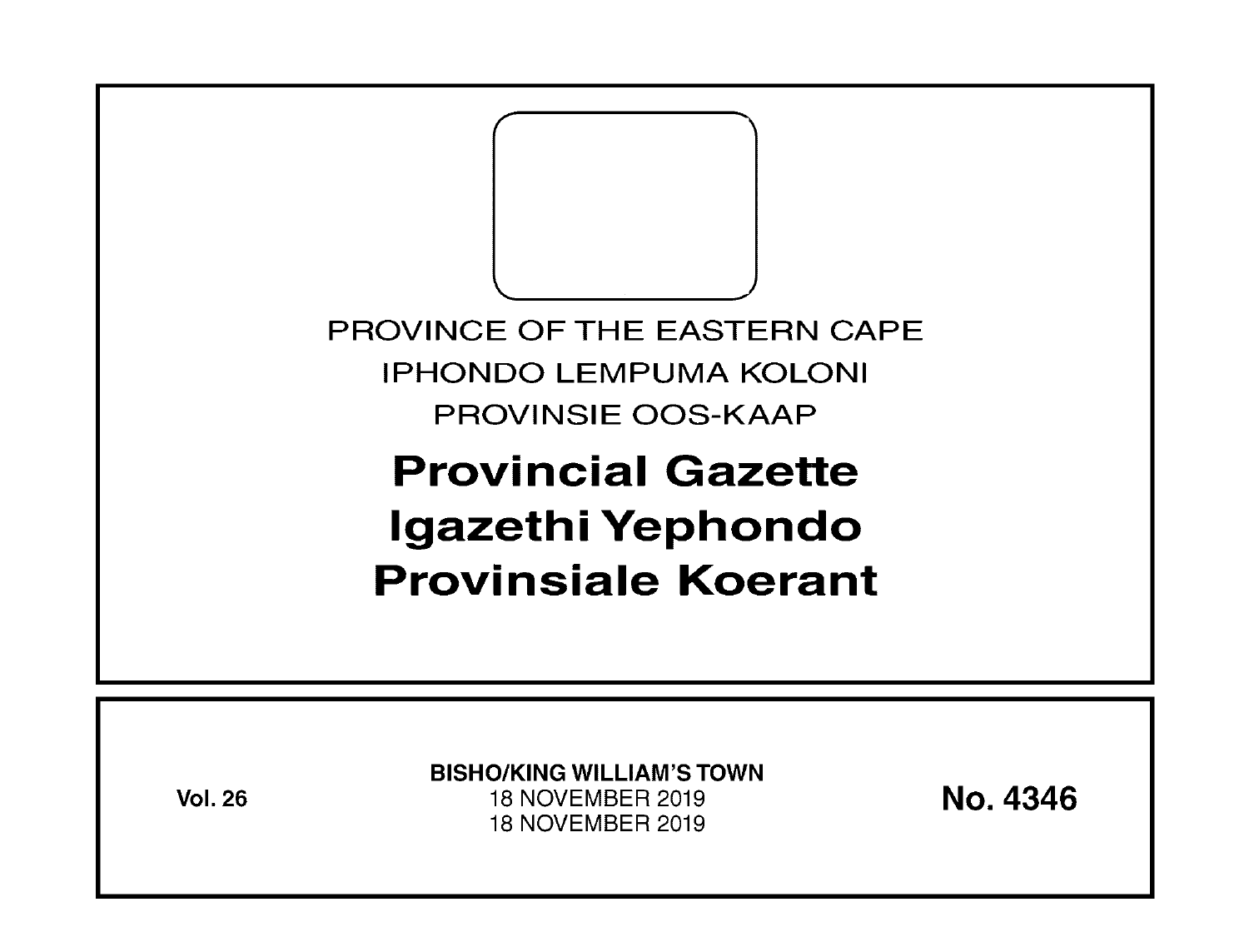PROVINCE OF THE EASTERN CAPE

IPHONDO LEMPUMA KOLONI

PROVINSIE OOS-KAAP

# Provincial Gazette
# Igazethi Yephondo
# Provinsiale Koerant

**Vol. 26**

**BISHO/KING WILLIAM'S TOWN**

18 NOVEMBER 2019

18 NOVEMBER 2019

**No. 4346**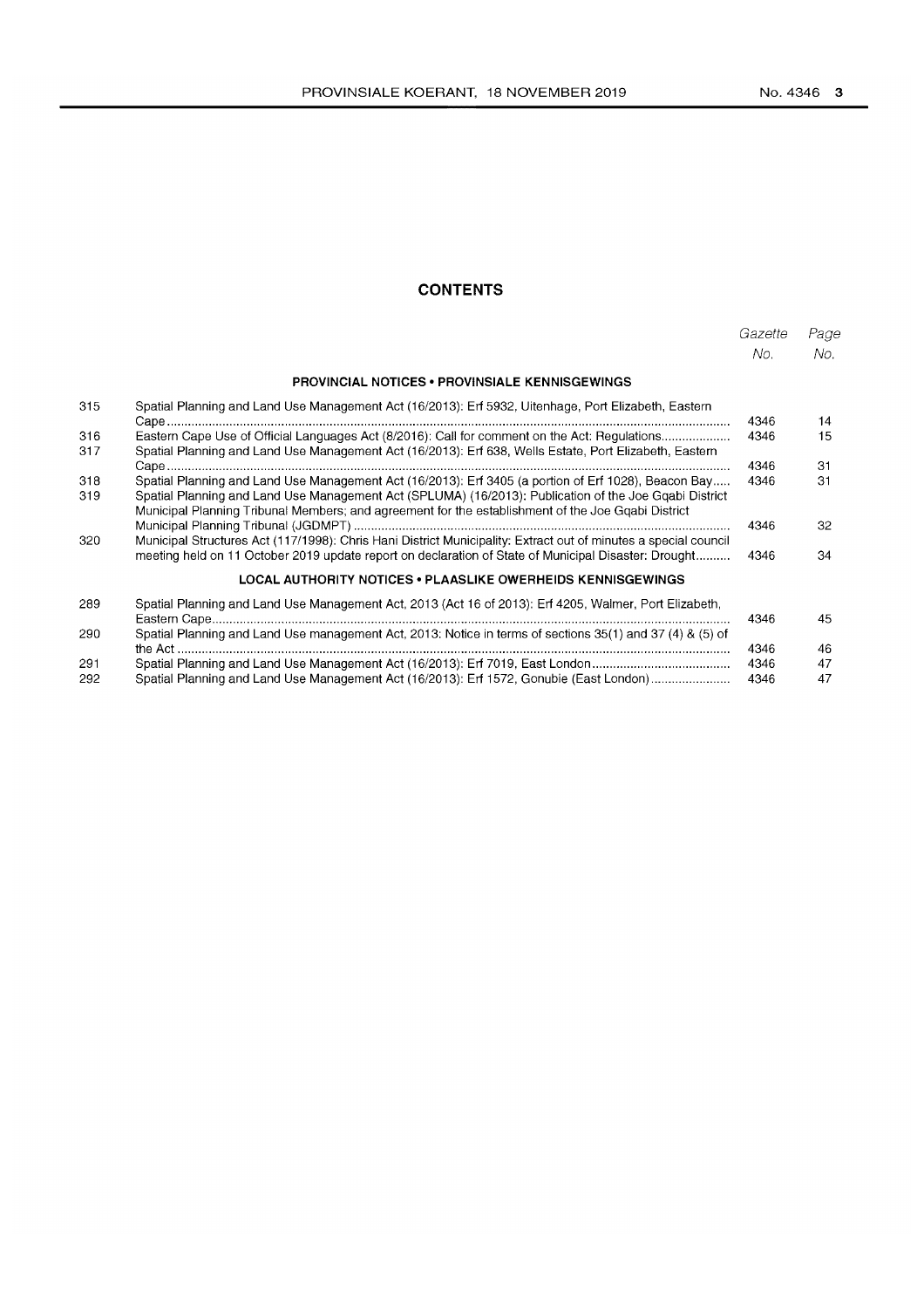## CONTENTS

| | | Gazette No. | Page No. |
|---|---|---|---|
| | **PROVINCIAL NOTICES • PROVINSIALE KENNISGEWINGS** | | |
| 315 | Spatial Planning and Land Use Management Act (16/2013): Erf 5932, Uitenhage, Port Elizabeth, Eastern Cape | 4346 | 14 |
| 316 | Eastern Cape Use of Official Languages Act (8/2016): Call for comment on the Act: Regulations | 4346 | 15 |
| 317 | Spatial Planning and Land Use Management Act (16/2013): Erf 638, Wells Estate, Port Elizabeth, Eastern Cape | 4346 | 31 |
| 318 | Spatial Planning and Land Use Management Act (16/2013): Erf 3405 (a portion of Erf 1028), Beacon Bay | 4346 | 31 |
| 319 | Spatial Planning and Land Use Management Act (SPLUMA) (16/2013): Publication of the Joe Gqabi District Municipal Planning Tribunal Members; and agreement for the establishment of the Joe Gqabi District Municipal Planning Tribunal (JGDMPT) | 4346 | 32 |
| 320 | Municipal Structures Act (117/1998): Chris Hani District Municipality: Extract out of minutes a special council meeting held on 11 October 2019 update report on declaration of State of Municipal Disaster: Drought | 4346 | 34 |
| | **LOCAL AUTHORITY NOTICES • PLAASLIKE OWERHEIDS KENNISGEWINGS** | | |
| 289 | Spatial Planning and Land Use Management Act, 2013 (Act 16 of 2013): Erf 4205, Walmer, Port Elizabeth, Eastern Cape | 4346 | 45 |
| 290 | Spatial Planning and Land Use management Act, 2013: Notice in terms of sections 35(1) and 37 (4) & (5) of the Act | 4346 | 46 |
| 291 | Spatial Planning and Land Use Management Act (16/2013): Erf 7019, East London | 4346 | 47 |
| 292 | Spatial Planning and Land Use Management Act (16/2013): Erf 1572, Gonubie (East London) | 4346 | 47 |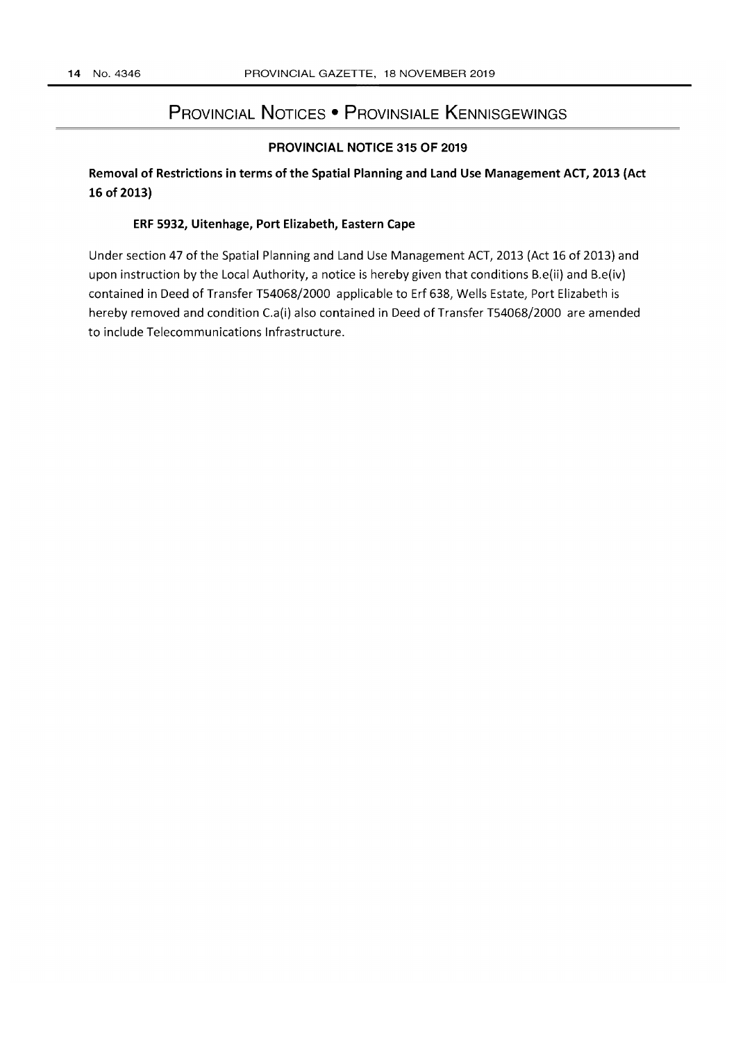# Provincial Notices • Provinsiale Kennisgewings

## PROVINCIAL NOTICE 315 OF 2019

**Removal of Restrictions in terms of the Spatial Planning and Land Use Management ACT, 2013 (Act 16 of 2013)**

**ERF 5932, Uitenhage, Port Elizabeth, Eastern Cape**

Under section 47 of the Spatial Planning and Land Use Management ACT, 2013 (Act 16 of 2013) and upon instruction by the Local Authority, a notice is hereby given that conditions B.e(ii) and B.e(iv) contained in Deed of Transfer T54068/2000 applicable to Erf 638, Wells Estate, Port Elizabeth is hereby removed and condition C.a(i) also contained in Deed of Transfer T54068/2000 are amended to include Telecommunications Infrastructure.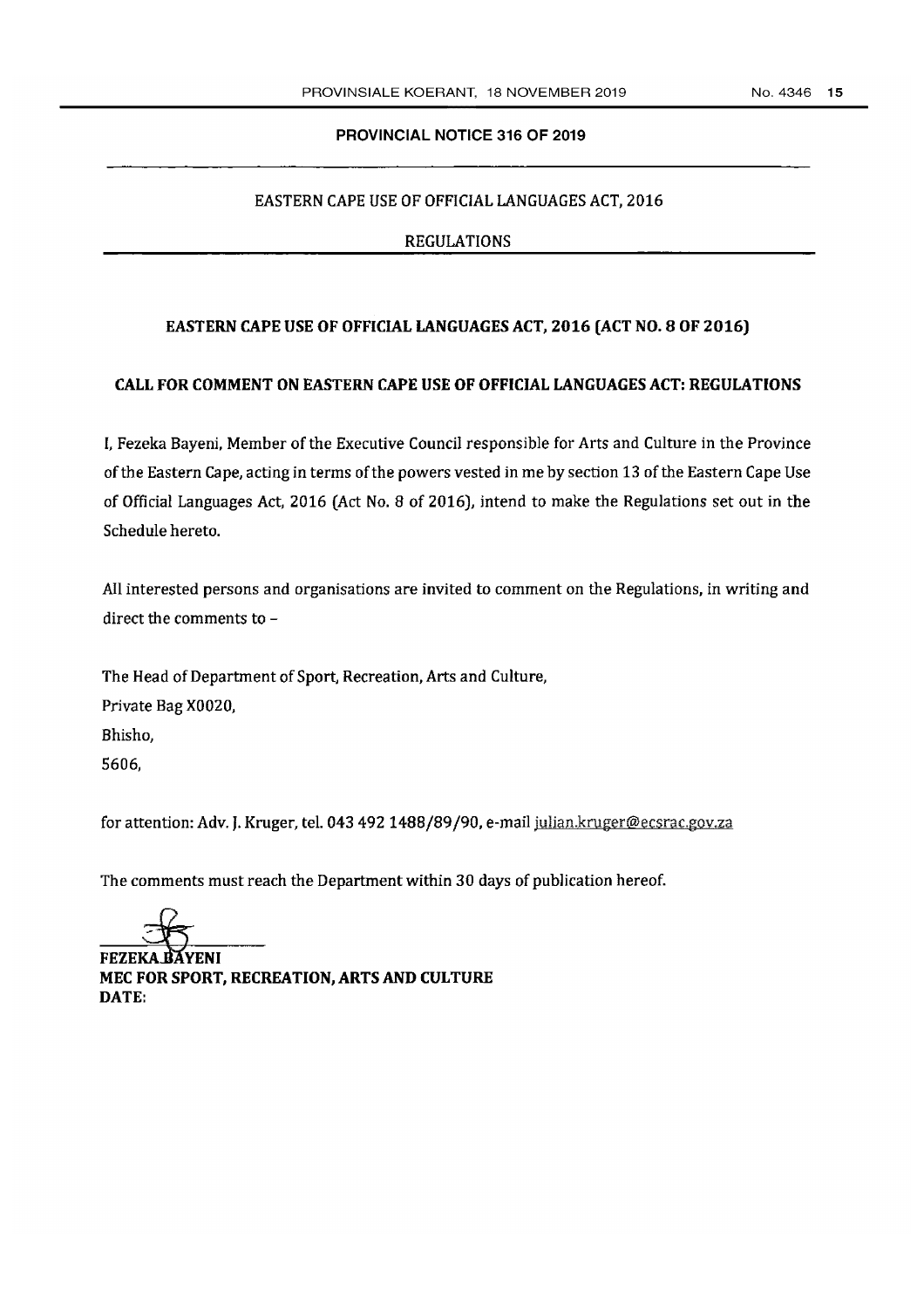## PROVINCIAL NOTICE 316 OF 2019

EASTERN CAPE USE OF OFFICIAL LANGUAGES ACT, 2016

REGULATIONS

### EASTERN CAPE USE OF OFFICIAL LANGUAGES ACT, 2016 (ACT NO. 8 OF 2016)

### CALL FOR COMMENT ON EASTERN CAPE USE OF OFFICIAL LANGUAGES ACT: REGULATIONS

I, Fezeka Bayeni, Member of the Executive Council responsible for Arts and Culture in the Province of the Eastern Cape, acting in terms of the powers vested in me by section 13 of the Eastern Cape Use of Official Languages Act, 2016 (Act No. 8 of 2016), intend to make the Regulations set out in the Schedule hereto.

All interested persons and organisations are invited to comment on the Regulations, in writing and direct the comments to –

The Head of Department of Sport, Recreation, Arts and Culture,
Private Bag X0020,
Bhisho,
5606,

for attention: Adv. J. Kruger, tel. 043 492 1488/89/90, e-mail julian.kruger@ecsrac.gov.za

The comments must reach the Department within 30 days of publication hereof.

**FEZEKA BAYENI**
**MEC FOR SPORT, RECREATION, ARTS AND CULTURE**
**DATE:**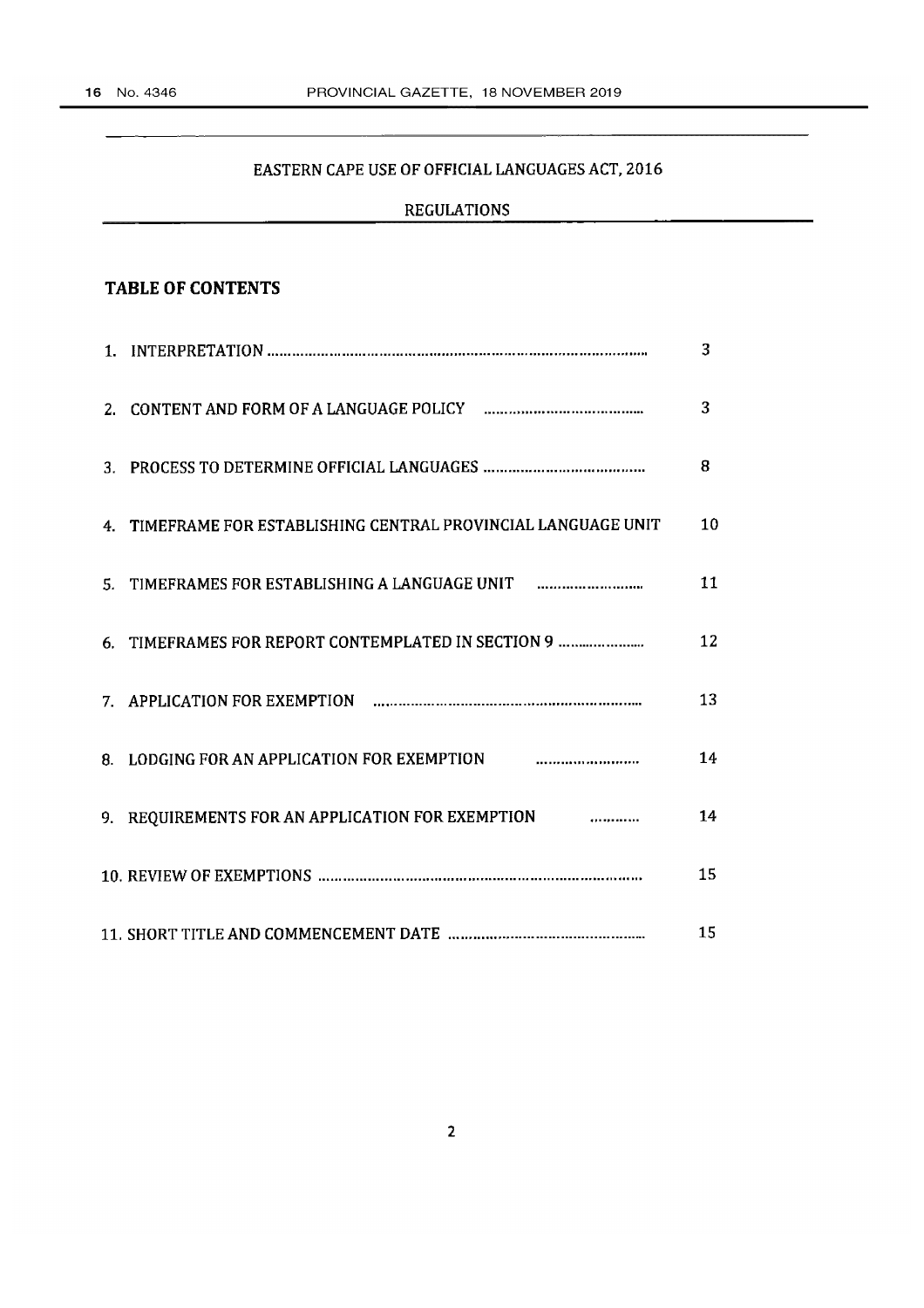EASTERN CAPE USE OF OFFICIAL LANGUAGES ACT, 2016

REGULATIONS

## TABLE OF CONTENTS

| | |
|---|---|
| 1. INTERPRETATION | 3 |
| 2. CONTENT AND FORM OF A LANGUAGE POLICY | 3 |
| 3. PROCESS TO DETERMINE OFFICIAL LANGUAGES | 8 |
| 4. TIMEFRAME FOR ESTABLISHING CENTRAL PROVINCIAL LANGUAGE UNIT | 10 |
| 5. TIMEFRAMES FOR ESTABLISHING A LANGUAGE UNIT | 11 |
| 6. TIMEFRAMES FOR REPORT CONTEMPLATED IN SECTION 9 | 12 |
| 7. APPLICATION FOR EXEMPTION | 13 |
| 8. LODGING FOR AN APPLICATION FOR EXEMPTION | 14 |
| 9. REQUIREMENTS FOR AN APPLICATION FOR EXEMPTION | 14 |
| 10. REVIEW OF EXEMPTIONS | 15 |
| 11. SHORT TITLE AND COMMENCEMENT DATE | 15 |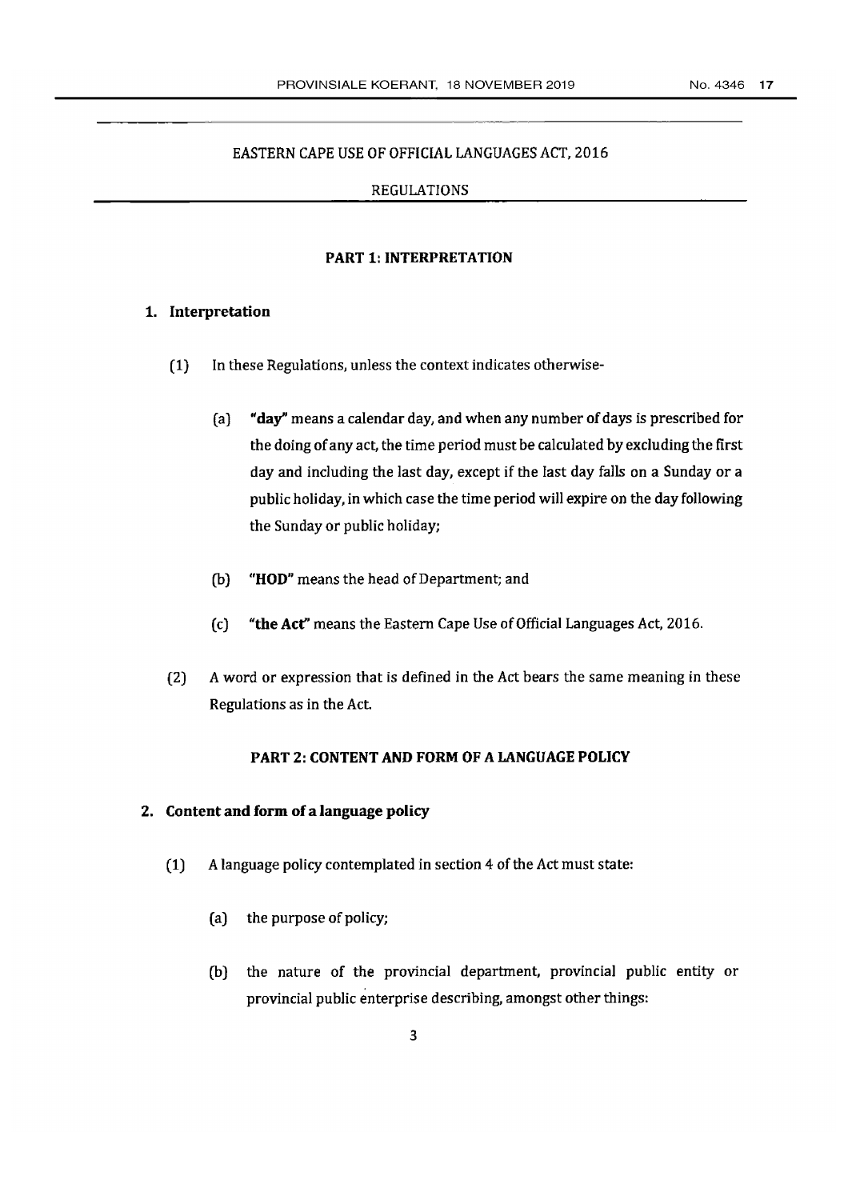EASTERN CAPE USE OF OFFICIAL LANGUAGES ACT, 2016

REGULATIONS

## PART 1: INTERPRETATION

### 1. Interpretation

(1) In these Regulations, unless the context indicates otherwise-

(a) **"day"** means a calendar day, and when any number of days is prescribed for the doing of any act, the time period must be calculated by excluding the first day and including the last day, except if the last day falls on a Sunday or a public holiday, in which case the time period will expire on the day following the Sunday or public holiday;

(b) **"HOD"** means the head of Department; and

(c) **"the Act"** means the Eastern Cape Use of Official Languages Act, 2016.

(2) A word or expression that is defined in the Act bears the same meaning in these Regulations as in the Act.

## PART 2: CONTENT AND FORM OF A LANGUAGE POLICY

### 2. Content and form of a language policy

(1) A language policy contemplated in section 4 of the Act must state:

(a) the purpose of policy;

(b) the nature of the provincial department, provincial public entity or provincial public enterprise describing, amongst other things: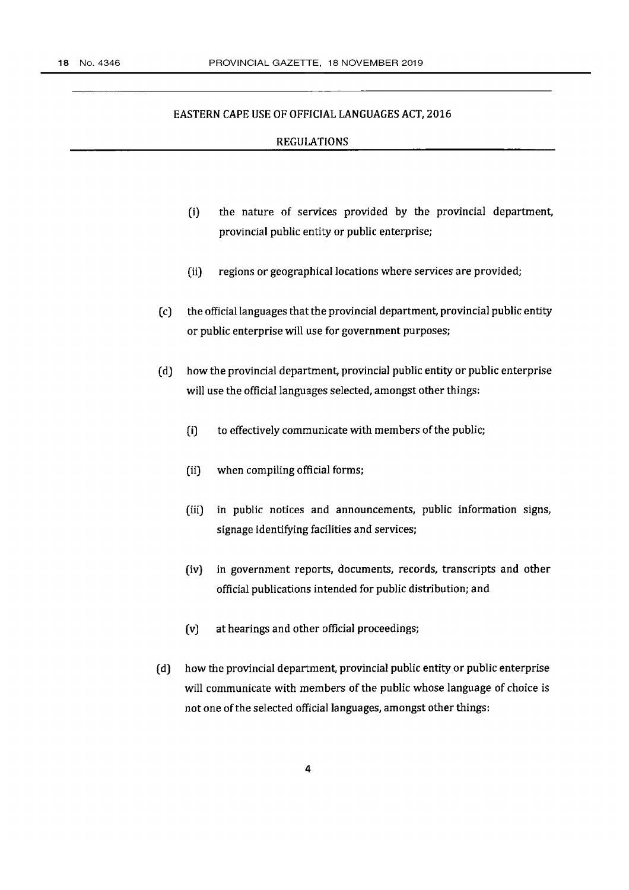EASTERN CAPE USE OF OFFICIAL LANGUAGES ACT, 2016

REGULATIONS

(i) the nature of services provided by the provincial department, provincial public entity or public enterprise;

(ii) regions or geographical locations where services are provided;

(c) the official languages that the provincial department, provincial public entity or public enterprise will use for government purposes;

(d) how the provincial department, provincial public entity or public enterprise will use the official languages selected, amongst other things:

(i) to effectively communicate with members of the public;

(ii) when compiling official forms;

(iii) in public notices and announcements, public information signs, signage identifying facilities and services;

(iv) in government reports, documents, records, transcripts and other official publications intended for public distribution; and

(v) at hearings and other official proceedings;

(d) how the provincial department, provincial public entity or public enterprise will communicate with members of the public whose language of choice is not one of the selected official languages, amongst other things: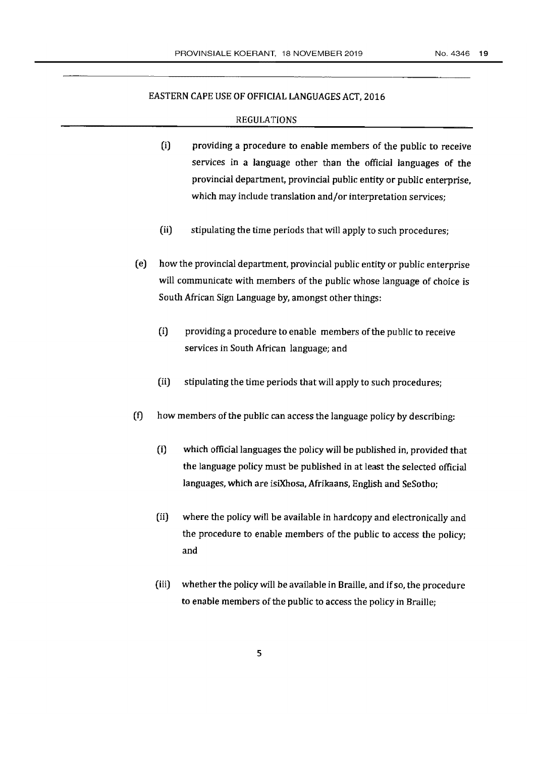EASTERN CAPE USE OF OFFICIAL LANGUAGES ACT, 2016

REGULATIONS

(i) providing a procedure to enable members of the public to receive services in a language other than the official languages of the provincial department, provincial public entity or public enterprise, which may include translation and/or interpretation services;

(ii) stipulating the time periods that will apply to such procedures;

(e) how the provincial department, provincial public entity or public enterprise will communicate with members of the public whose language of choice is South African Sign Language by, amongst other things:

(i) providing a procedure to enable members of the public to receive services in South African language; and

(ii) stipulating the time periods that will apply to such procedures;

(f) how members of the public can access the language policy by describing:

(i) which official languages the policy will be published in, provided that the language policy must be published in at least the selected official languages, which are isiXhosa, Afrikaans, English and SeSotho;

(ii) where the policy will be available in hardcopy and electronically and the procedure to enable members of the public to access the policy; and

(iii) whether the policy will be available in Braille, and if so, the procedure to enable members of the public to access the policy in Braille;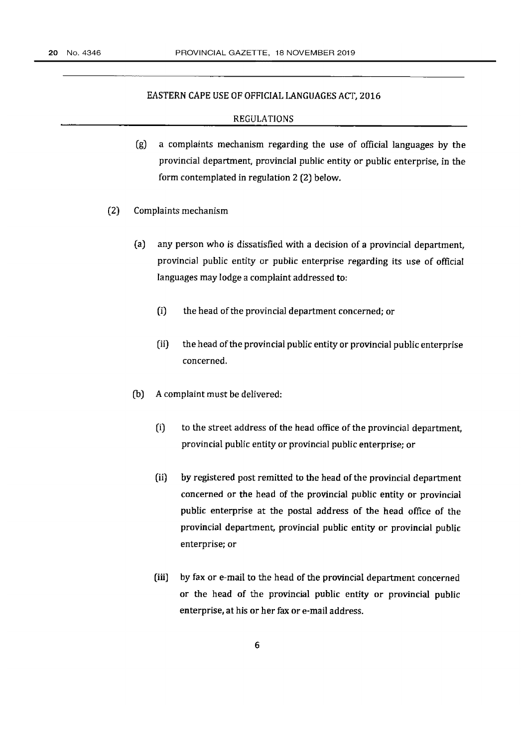EASTERN CAPE USE OF OFFICIAL LANGUAGES ACT, 2016

REGULATIONS

(g) a complaints mechanism regarding the use of official languages by the provincial department, provincial public entity or public enterprise, in the form contemplated in regulation 2 (2) below.

(2) Complaints mechanism

(a) any person who is dissatisfied with a decision of a provincial department, provincial public entity or public enterprise regarding its use of official languages may lodge a complaint addressed to:

(i) the head of the provincial department concerned; or

(ii) the head of the provincial public entity or provincial public enterprise concerned.

(b) A complaint must be delivered:

(i) to the street address of the head office of the provincial department, provincial public entity or provincial public enterprise; or

(ii) by registered post remitted to the head of the provincial department concerned or the head of the provincial public entity or provincial public enterprise at the postal address of the head office of the provincial department, provincial public entity or provincial public enterprise; or

(iii) by fax or e-mail to the head of the provincial department concerned or the head of the provincial public entity or provincial public enterprise, at his or her fax or e-mail address.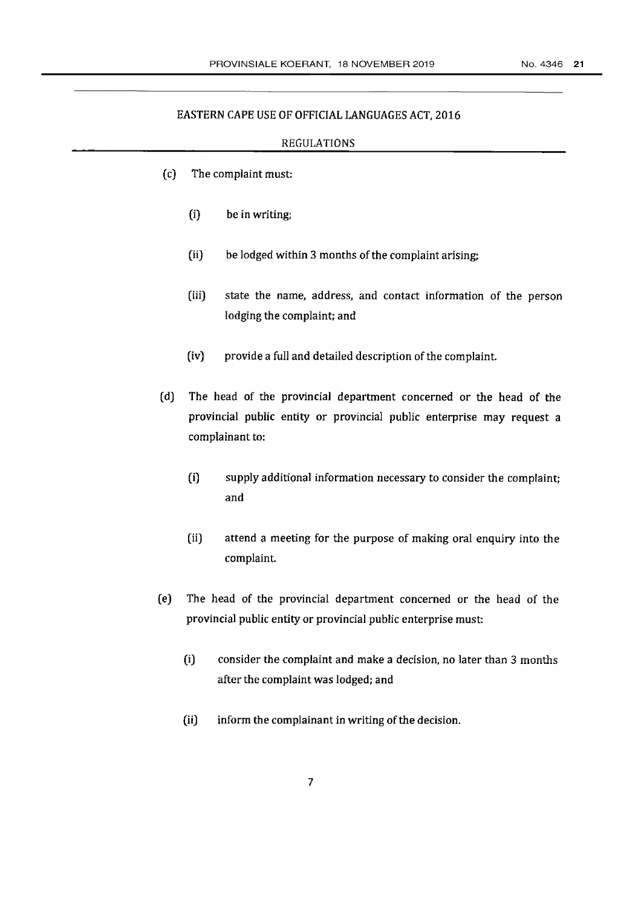EASTERN CAPE USE OF OFFICIAL LANGUAGES ACT, 2016

REGULATIONS

(c) The complaint must:

   (i) be in writing;

   (ii) be lodged within 3 months of the complaint arising;

   (iii) state the name, address, and contact information of the person lodging the complaint; and

   (iv) provide a full and detailed description of the complaint.

(d) The head of the provincial department concerned or the head of the provincial public entity or provincial public enterprise may request a complainant to:

   (i) supply additional information necessary to consider the complaint; and

   (ii) attend a meeting for the purpose of making oral enquiry into the complaint.

(e) The head of the provincial department concerned or the head of the provincial public entity or provincial public enterprise must:

   (i) consider the complaint and make a decision, no later than 3 months after the complaint was lodged; and

   (ii) inform the complainant in writing of the decision.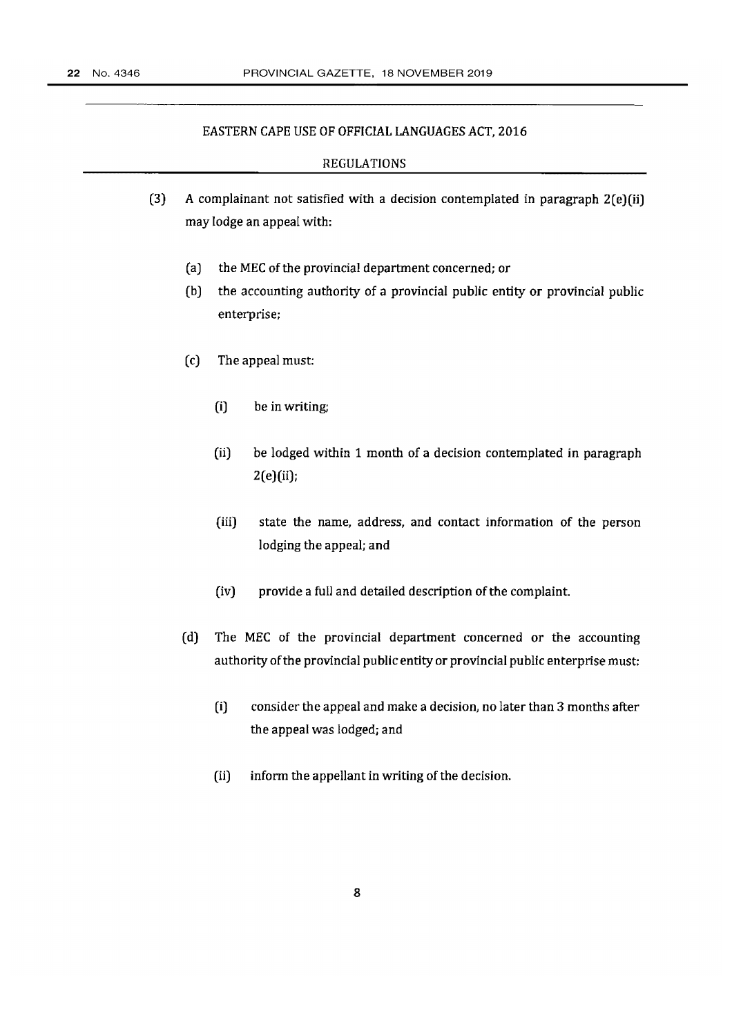(3) A complainant not satisfied with a decision contemplated in paragraph 2(e)(ii) may lodge an appeal with:

(a) the MEC of the provincial department concerned; or

(b) the accounting authority of a provincial public entity or provincial public enterprise;

(c) The appeal must:

(i) be in writing;

(ii) be lodged within 1 month of a decision contemplated in paragraph 2(e)(ii);

(iii) state the name, address, and contact information of the person lodging the appeal; and

(iv) provide a full and detailed description of the complaint.

(d) The MEC of the provincial department concerned or the accounting authority of the provincial public entity or provincial public enterprise must:

(i) consider the appeal and make a decision, no later than 3 months after the appeal was lodged; and

(ii) inform the appellant in writing of the decision.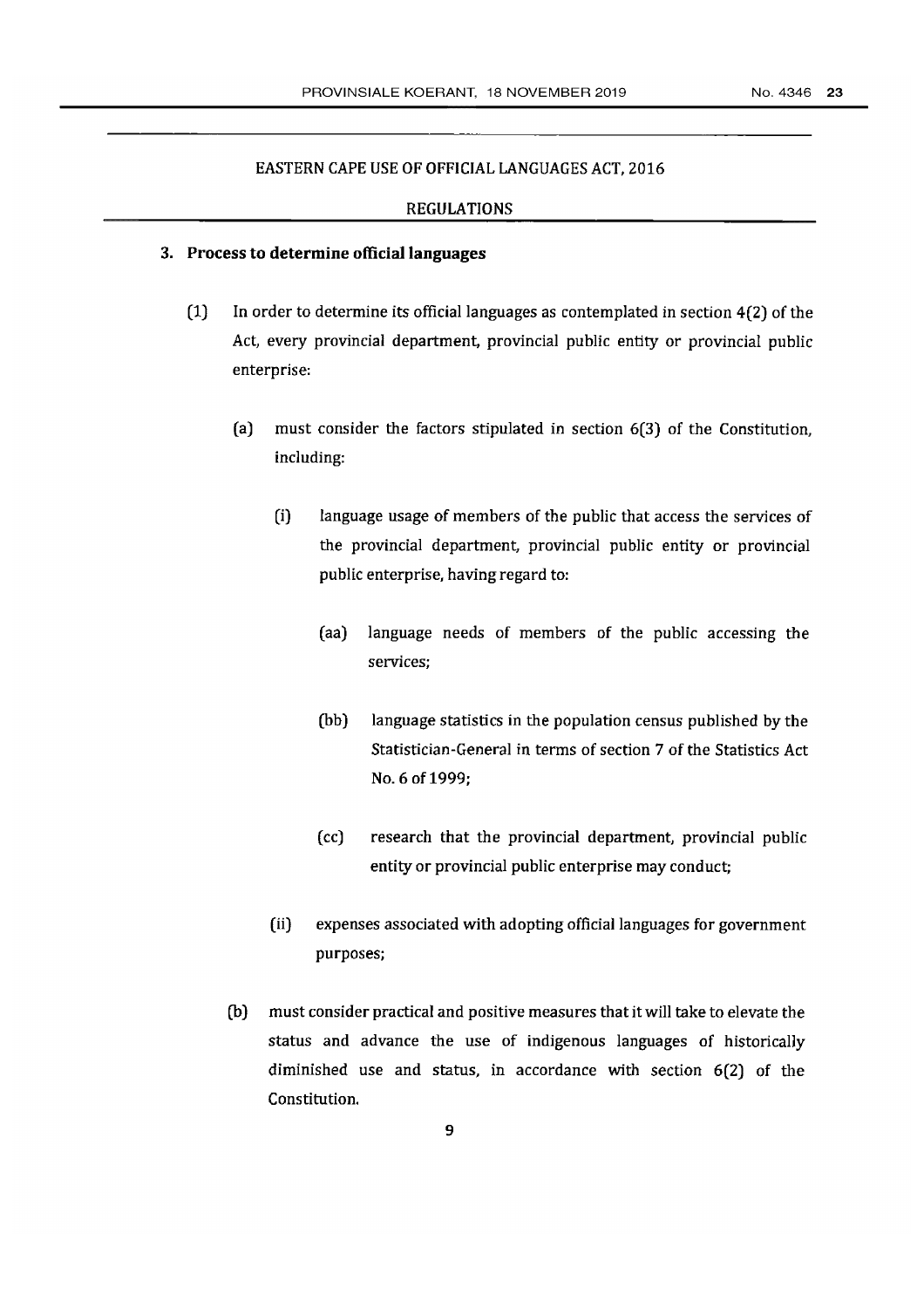EASTERN CAPE USE OF OFFICIAL LANGUAGES ACT, 2016

REGULATIONS

**3. Process to determine official languages**

(1) In order to determine its official languages as contemplated in section 4(2) of the Act, every provincial department, provincial public entity or provincial public enterprise:

(a) must consider the factors stipulated in section 6(3) of the Constitution, including:

(i) language usage of members of the public that access the services of the provincial department, provincial public entity or provincial public enterprise, having regard to:

(aa) language needs of members of the public accessing the services;

(bb) language statistics in the population census published by the Statistician-General in terms of section 7 of the Statistics Act No. 6 of 1999;

(cc) research that the provincial department, provincial public entity or provincial public enterprise may conduct;

(ii) expenses associated with adopting official languages for government purposes;

(b) must consider practical and positive measures that it will take to elevate the status and advance the use of indigenous languages of historically diminished use and status, in accordance with section 6(2) of the Constitution.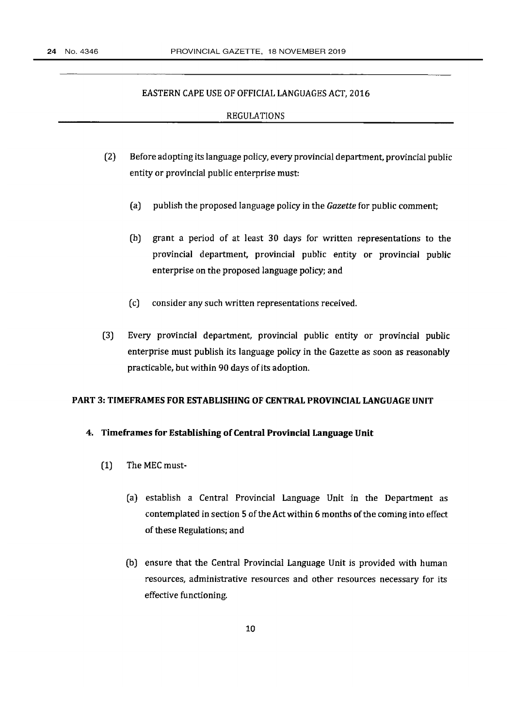(2) Before adopting its language policy, every provincial department, provincial public entity or provincial public enterprise must:

(a) publish the proposed language policy in the *Gazette* for public comment;

(b) grant a period of at least 30 days for written representations to the provincial department, provincial public entity or provincial public enterprise on the proposed language policy; and

(c) consider any such written representations received.

(3) Every provincial department, provincial public entity or provincial public enterprise must publish its language policy in the Gazette as soon as reasonably practicable, but within 90 days of its adoption.

## PART 3: TIMEFRAMES FOR ESTABLISHING OF CENTRAL PROVINCIAL LANGUAGE UNIT

### 4. Timeframes for Establishing of Central Provincial Language Unit

(1) The MEC must-

(a) establish a Central Provincial Language Unit in the Department as contemplated in section 5 of the Act within 6 months of the coming into effect of these Regulations; and

(b) ensure that the Central Provincial Language Unit is provided with human resources, administrative resources and other resources necessary for its effective functioning.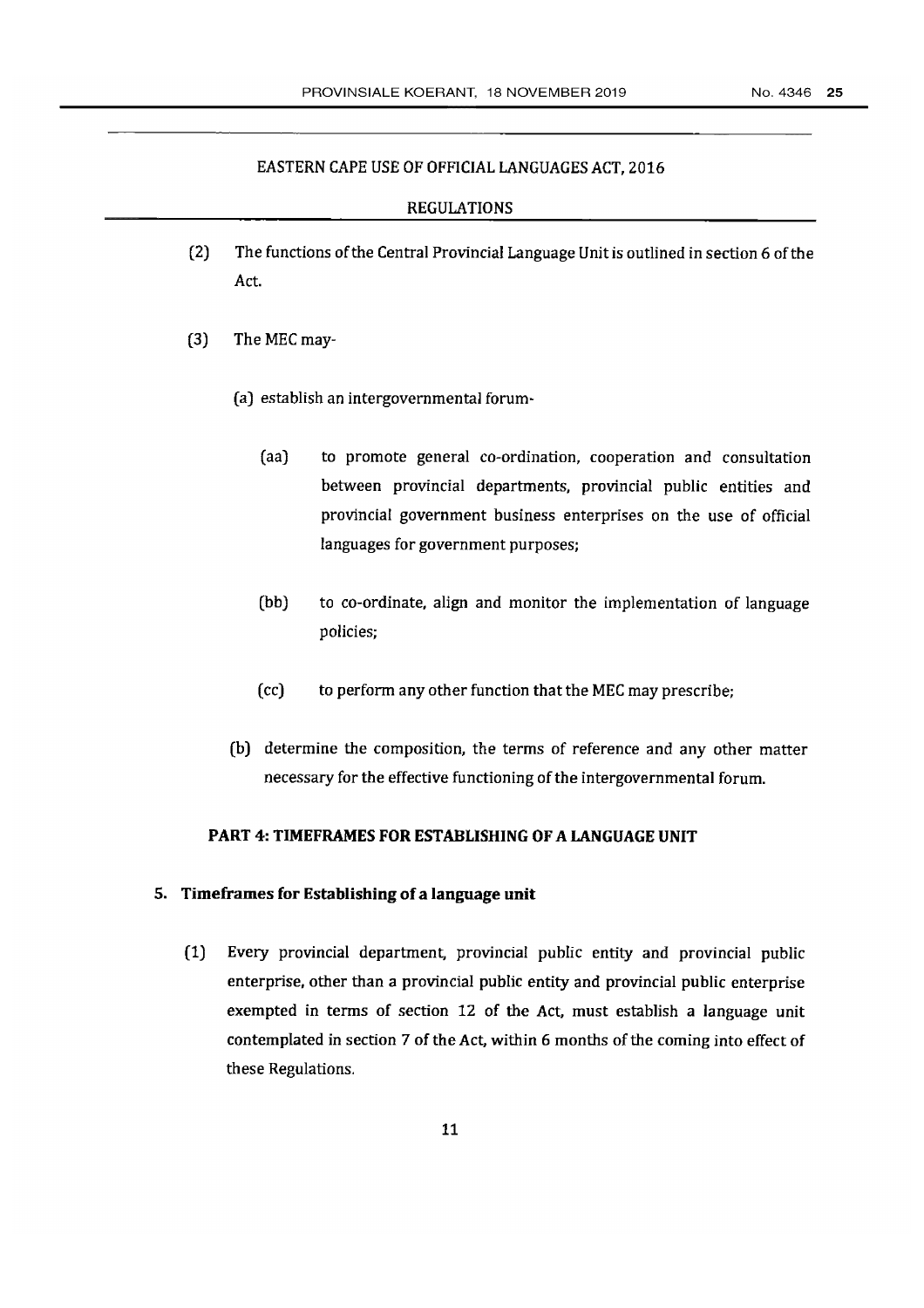EASTERN CAPE USE OF OFFICIAL LANGUAGES ACT, 2016

REGULATIONS

(2) The functions of the Central Provincial Language Unit is outlined in section 6 of the Act.

(3) The MEC may-

(a) establish an intergovernmental forum-

(aa) to promote general co-ordination, cooperation and consultation between provincial departments, provincial public entities and provincial government business enterprises on the use of official languages for government purposes;

(bb) to co-ordinate, align and monitor the implementation of language policies;

(cc) to perform any other function that the MEC may prescribe;

(b) determine the composition, the terms of reference and any other matter necessary for the effective functioning of the intergovernmental forum.

## PART 4: TIMEFRAMES FOR ESTABLISHING OF A LANGUAGE UNIT

### 5. Timeframes for Establishing of a language unit

(1) Every provincial department, provincial public entity and provincial public enterprise, other than a provincial public entity and provincial public enterprise exempted in terms of section 12 of the Act, must establish a language unit contemplated in section 7 of the Act, within 6 months of the coming into effect of these Regulations.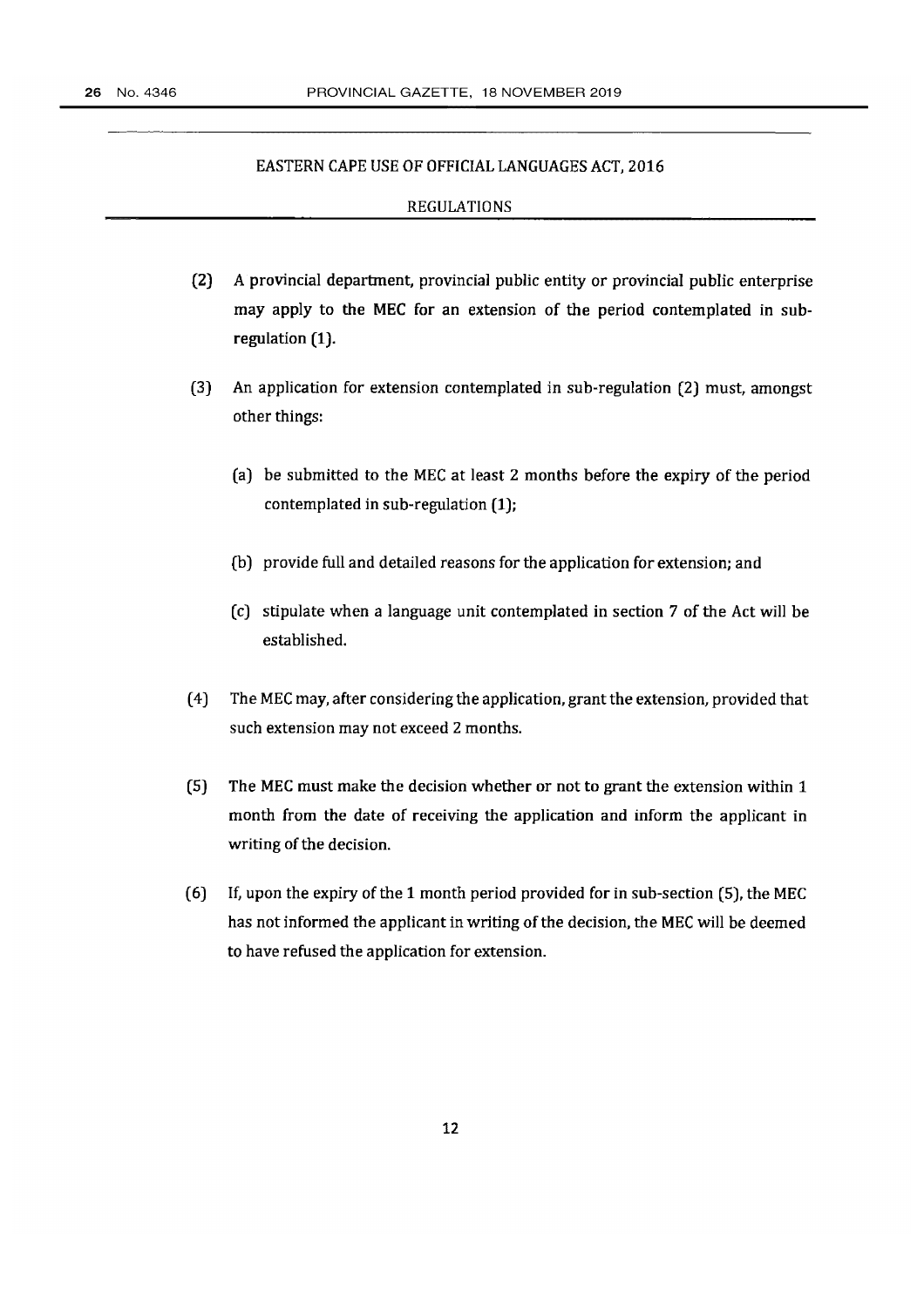EASTERN CAPE USE OF OFFICIAL LANGUAGES ACT, 2016

REGULATIONS

(2) A provincial department, provincial public entity or provincial public enterprise may apply to the MEC for an extension of the period contemplated in sub-regulation (1).

(3) An application for extension contemplated in sub-regulation (2) must, amongst other things:

(a) be submitted to the MEC at least 2 months before the expiry of the period contemplated in sub-regulation (1);

(b) provide full and detailed reasons for the application for extension; and

(c) stipulate when a language unit contemplated in section 7 of the Act will be established.

(4) The MEC may, after considering the application, grant the extension, provided that such extension may not exceed 2 months.

(5) The MEC must make the decision whether or not to grant the extension within 1 month from the date of receiving the application and inform the applicant in writing of the decision.

(6) If, upon the expiry of the 1 month period provided for in sub-section (5), the MEC has not informed the applicant in writing of the decision, the MEC will be deemed to have refused the application for extension.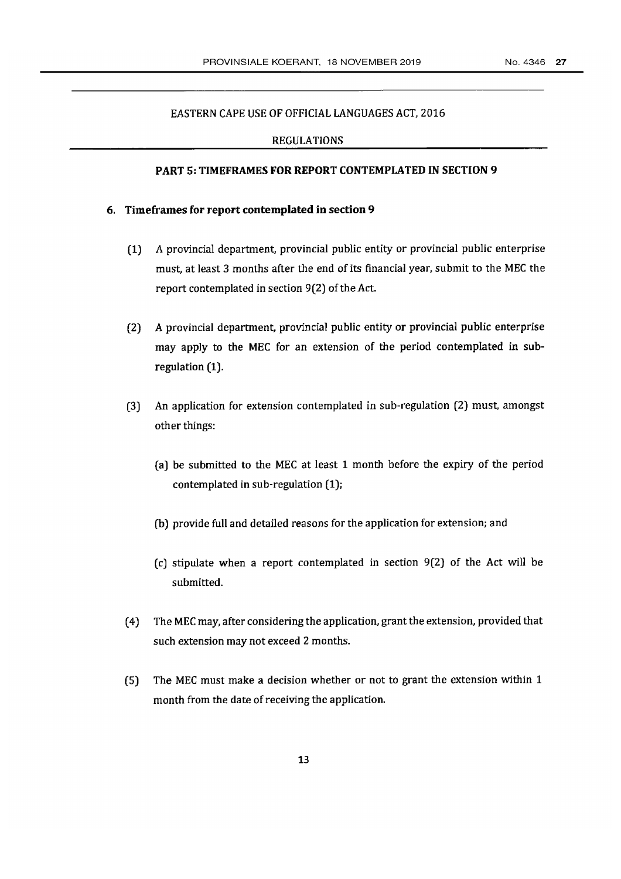EASTERN CAPE USE OF OFFICIAL LANGUAGES ACT, 2016

REGULATIONS

## PART 5: TIMEFRAMES FOR REPORT CONTEMPLATED IN SECTION 9

### 6. Timeframes for report contemplated in section 9

(1) A provincial department, provincial public entity or provincial public enterprise must, at least 3 months after the end of its financial year, submit to the MEC the report contemplated in section 9(2) of the Act.

(2) A provincial department, provincial public entity or provincial public enterprise may apply to the MEC for an extension of the period contemplated in sub-regulation (1).

(3) An application for extension contemplated in sub-regulation (2) must, amongst other things:

(a) be submitted to the MEC at least 1 month before the expiry of the period contemplated in sub-regulation (1);

(b) provide full and detailed reasons for the application for extension; and

(c) stipulate when a report contemplated in section 9(2) of the Act will be submitted.

(4) The MEC may, after considering the application, grant the extension, provided that such extension may not exceed 2 months.

(5) The MEC must make a decision whether or not to grant the extension within 1 month from the date of receiving the application.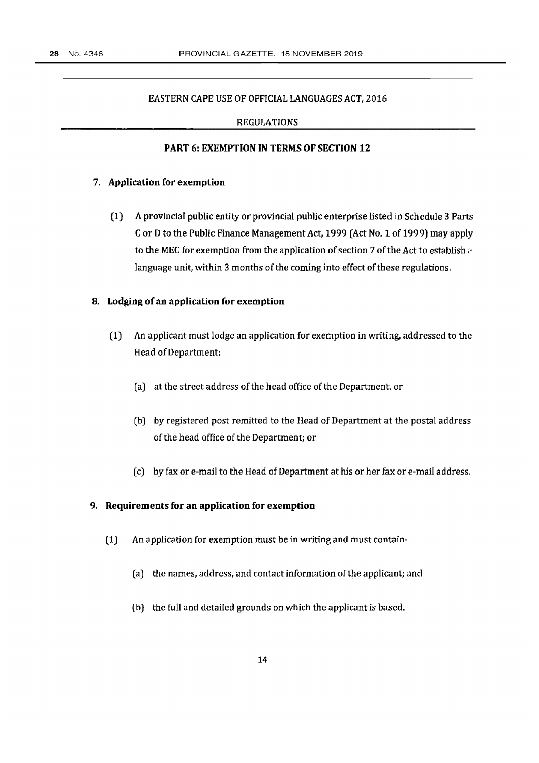EASTERN CAPE USE OF OFFICIAL LANGUAGES ACT, 2016

REGULATIONS

## PART 6: EXEMPTION IN TERMS OF SECTION 12

### 7. Application for exemption

(1) A provincial public entity or provincial public enterprise listed in Schedule 3 Parts C or D to the Public Finance Management Act, 1999 (Act No. 1 of 1999) may apply to the MEC for exemption from the application of section 7 of the Act to establish a language unit, within 3 months of the coming into effect of these regulations.

### 8. Lodging of an application for exemption

(1) An applicant must lodge an application for exemption in writing, addressed to the Head of Department:

(a) at the street address of the head office of the Department, or

(b) by registered post remitted to the Head of Department at the postal address of the head office of the Department; or

(c) by fax or e-mail to the Head of Department at his or her fax or e-mail address.

### 9. Requirements for an application for exemption

(1) An application for exemption must be in writing and must contain-

(a) the names, address, and contact information of the applicant; and

(b) the full and detailed grounds on which the applicant is based.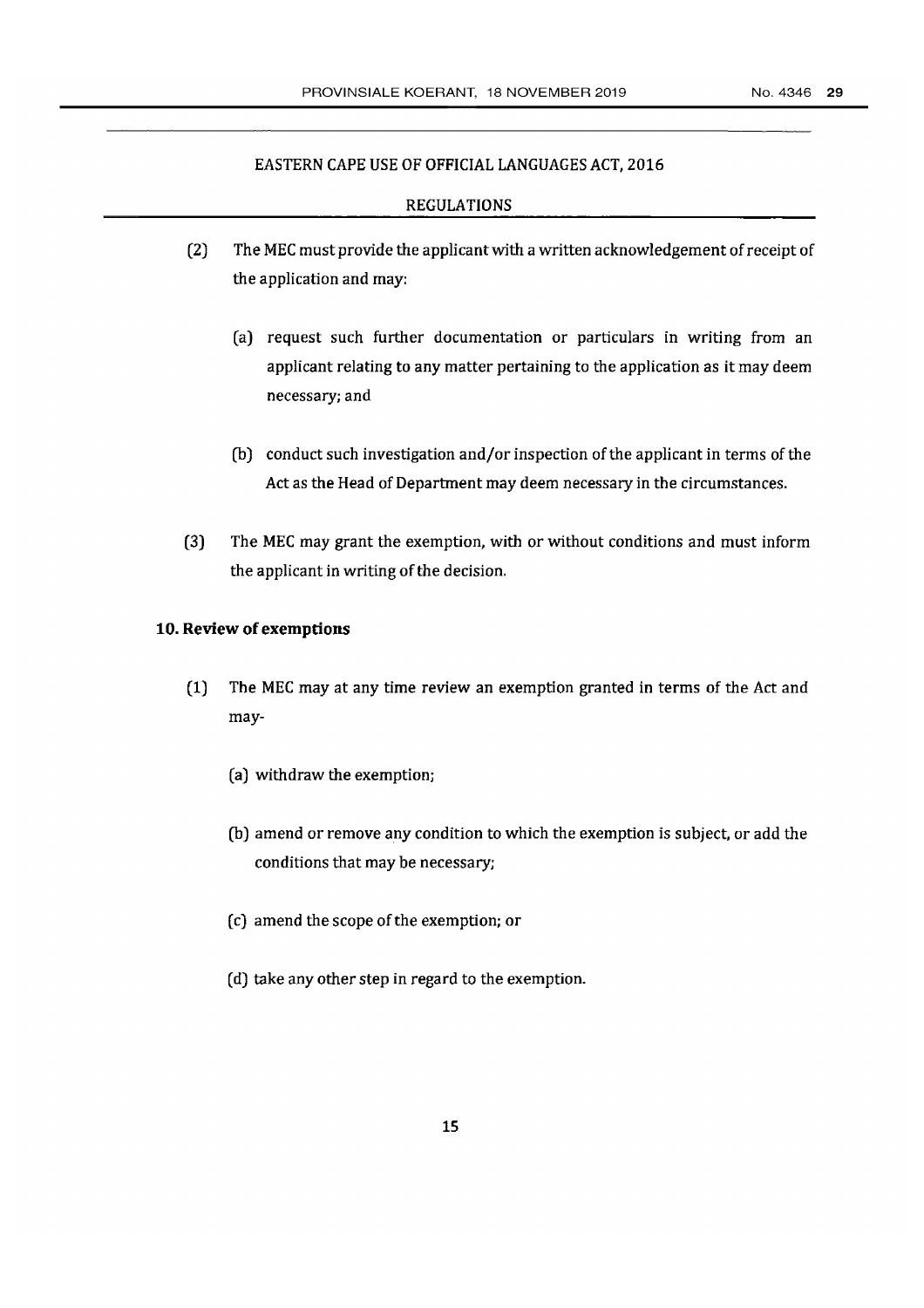EASTERN CAPE USE OF OFFICIAL LANGUAGES ACT, 2016

REGULATIONS

(2) The MEC must provide the applicant with a written acknowledgement of receipt of the application and may:

  (a) request such further documentation or particulars in writing from an applicant relating to any matter pertaining to the application as it may deem necessary; and

  (b) conduct such investigation and/or inspection of the applicant in terms of the Act as the Head of Department may deem necessary in the circumstances.

(3) The MEC may grant the exemption, with or without conditions and must inform the applicant in writing of the decision.

**10. Review of exemptions**

(1) The MEC may at any time review an exemption granted in terms of the Act and may-

  (a) withdraw the exemption;

  (b) amend or remove any condition to which the exemption is subject, or add the conditions that may be necessary;

  (c) amend the scope of the exemption; or

  (d) take any other step in regard to the exemption.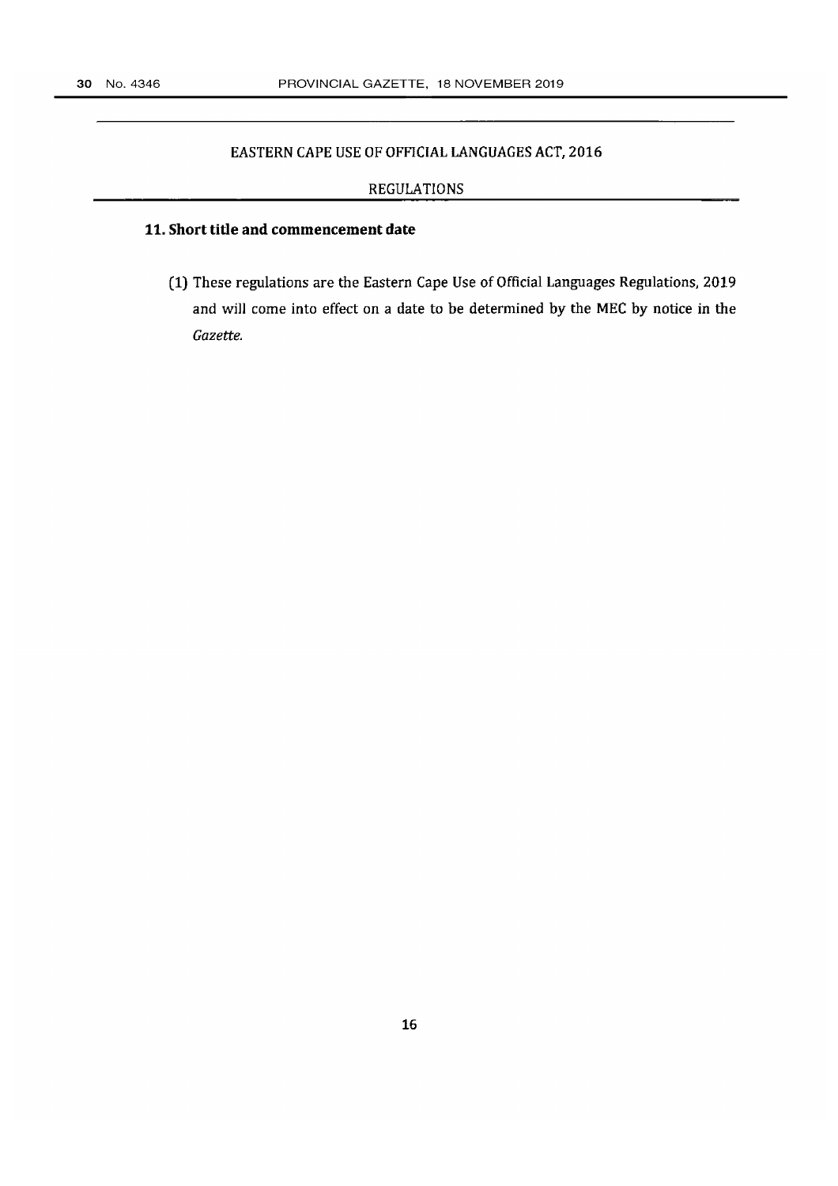EASTERN CAPE USE OF OFFICIAL LANGUAGES ACT, 2016

REGULATIONS

### 11. Short title and commencement date

(1) These regulations are the Eastern Cape Use of Official Languages Regulations, 2019 and will come into effect on a date to be determined by the MEC by notice in the *Gazette*.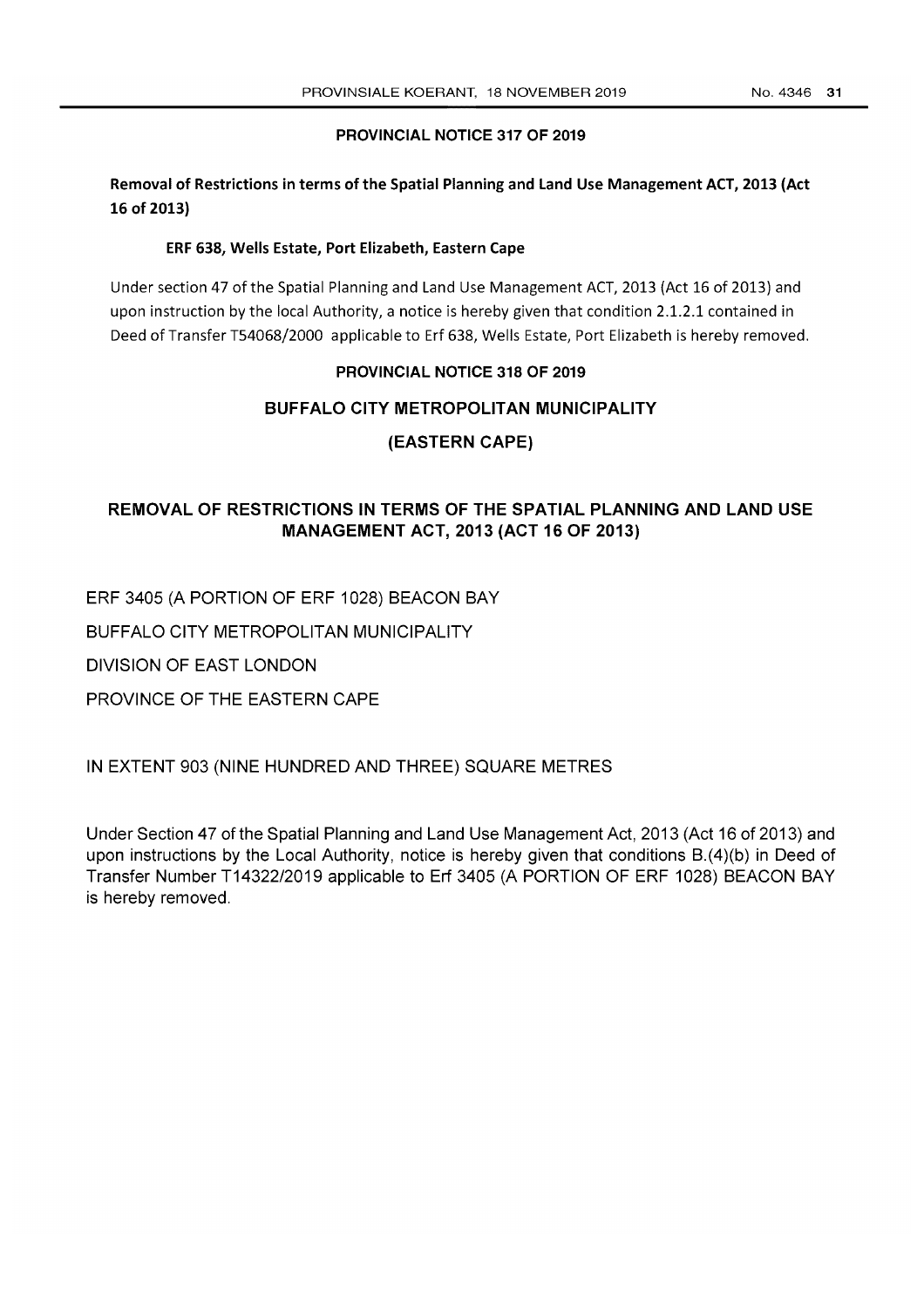## PROVINCIAL NOTICE 317 OF 2019

### Removal of Restrictions in terms of the Spatial Planning and Land Use Management ACT, 2013 (Act 16 of 2013)

**ERF 638, Wells Estate, Port Elizabeth, Eastern Cape**

Under section 47 of the Spatial Planning and Land Use Management ACT, 2013 (Act 16 of 2013) and upon instruction by the local Authority, a notice is hereby given that condition 2.1.2.1 contained in Deed of Transfer T54068/2000 applicable to Erf 638, Wells Estate, Port Elizabeth is hereby removed.

## PROVINCIAL NOTICE 318 OF 2019

**BUFFALO CITY METROPOLITAN MUNICIPALITY**

**(EASTERN CAPE)**

### REMOVAL OF RESTRICTIONS IN TERMS OF THE SPATIAL PLANNING AND LAND USE MANAGEMENT ACT, 2013 (ACT 16 OF 2013)

ERF 3405 (A PORTION OF ERF 1028) BEACON BAY

BUFFALO CITY METROPOLITAN MUNICIPALITY

DIVISION OF EAST LONDON

PROVINCE OF THE EASTERN CAPE

IN EXTENT 903 (NINE HUNDRED AND THREE) SQUARE METRES

Under Section 47 of the Spatial Planning and Land Use Management Act, 2013 (Act 16 of 2013) and upon instructions by the Local Authority, notice is hereby given that conditions B.(4)(b) in Deed of Transfer Number T14322/2019 applicable to Erf 3405 (A PORTION OF ERF 1028) BEACON BAY is hereby removed.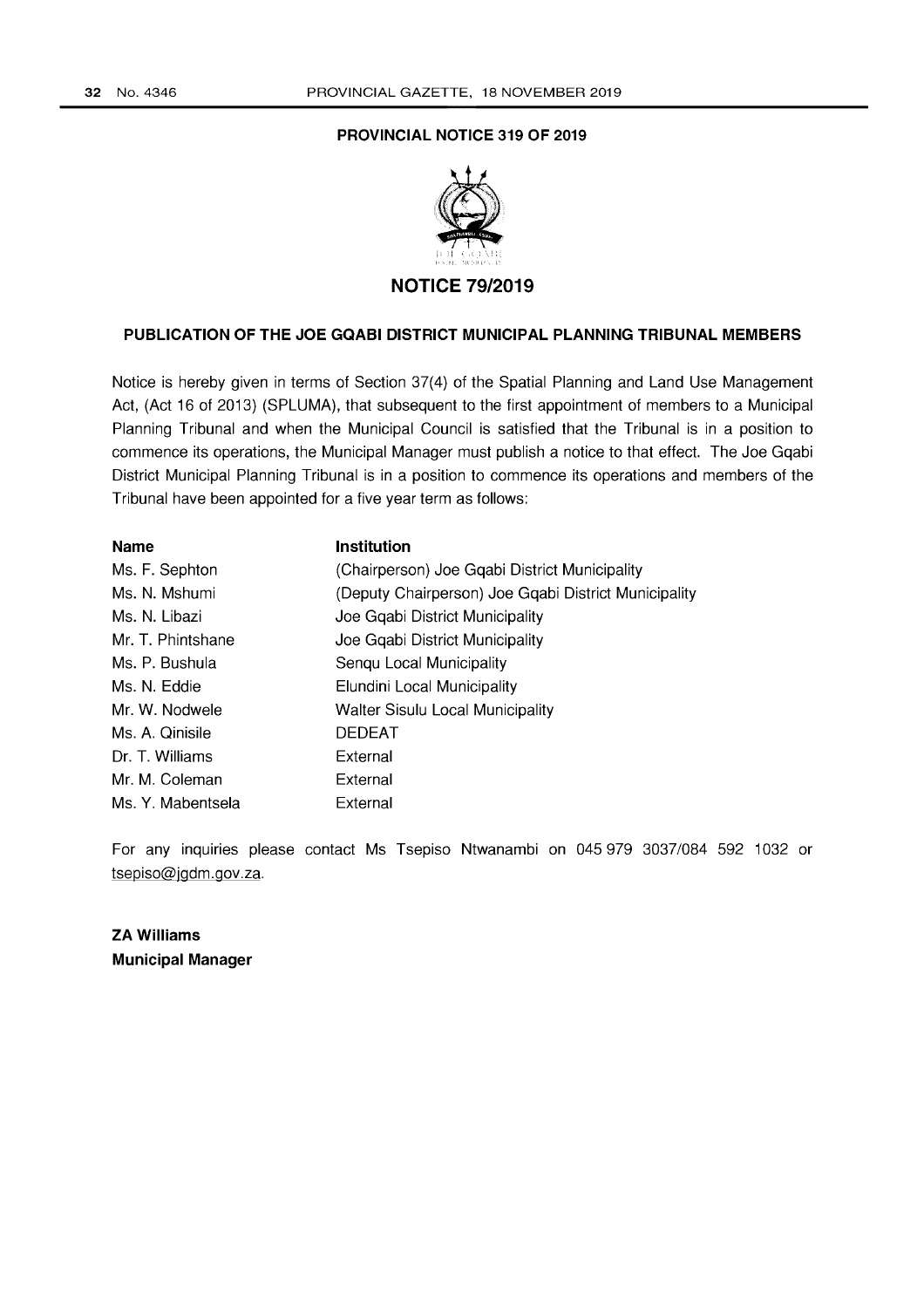## PROVINCIAL NOTICE 319 OF 2019

## NOTICE 79/2019

### PUBLICATION OF THE JOE GQABI DISTRICT MUNICIPAL PLANNING TRIBUNAL MEMBERS

Notice is hereby given in terms of Section 37(4) of the Spatial Planning and Land Use Management Act, (Act 16 of 2013) (SPLUMA), that subsequent to the first appointment of members to a Municipal Planning Tribunal and when the Municipal Council is satisfied that the Tribunal is in a position to commence its operations, the Municipal Manager must publish a notice to that effect. The Joe Gqabi District Municipal Planning Tribunal is in a position to commence its operations and members of the Tribunal have been appointed for a five year term as follows:

| Name | Institution |
| --- | --- |
| Ms. F. Sephton | (Chairperson) Joe Gqabi District Municipality |
| Ms. N. Mshumi | (Deputy Chairperson) Joe Gqabi District Municipality |
| Ms. N. Libazi | Joe Gqabi District Municipality |
| Mr. T. Phintshane | Joe Gqabi District Municipality |
| Ms. P. Bushula | Senqu Local Municipality |
| Ms. N. Eddie | Elundini Local Municipality |
| Mr. W. Nodwele | Walter Sisulu Local Municipality |
| Ms. A. Qinisile | DEDEAT |
| Dr. T. Williams | External |
| Mr. M. Coleman | External |
| Ms. Y. Mabentsela | External |

For any inquiries please contact Ms Tsepiso Ntwanambi on 045 979 3037/084 592 1032 or tsepiso@jgdm.gov.za.

**ZA Williams**
**Municipal Manager**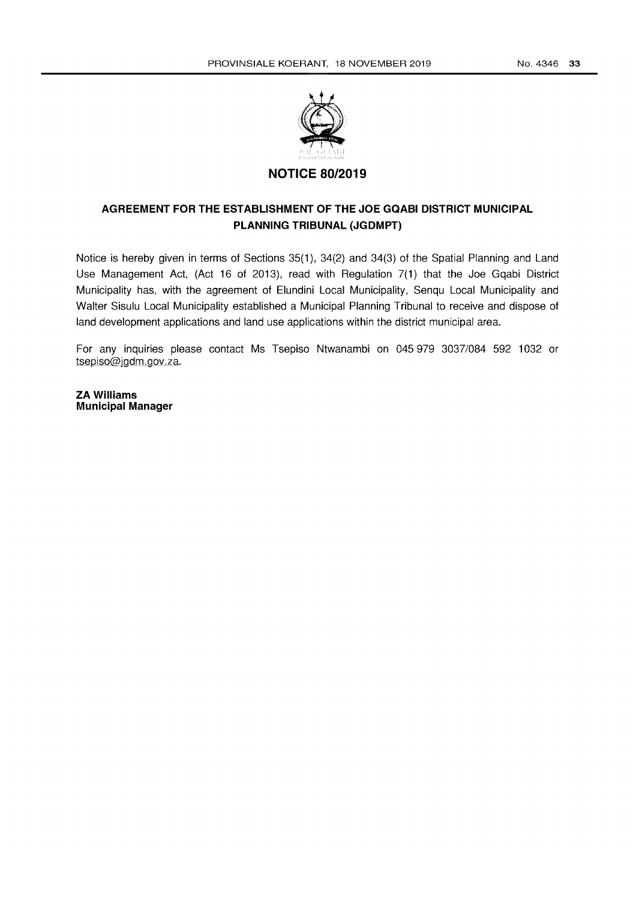## NOTICE 80/2019

### AGREEMENT FOR THE ESTABLISHMENT OF THE JOE GQABI DISTRICT MUNICIPAL PLANNING TRIBUNAL (JGDMPT)

Notice is hereby given in terms of Sections 35(1), 34(2) and 34(3) of the Spatial Planning and Land Use Management Act, (Act 16 of 2013), read with Regulation 7(1) that the Joe Gqabi District Municipality has, with the agreement of Elundini Local Municipality, Senqu Local Municipality and Walter Sisulu Local Municipality established a Municipal Planning Tribunal to receive and dispose of land development applications and land use applications within the district municipal area.

For any inquiries please contact Ms Tsepiso Ntwanambi on 045 979 3037/084 592 1032 or tsepiso@jgdm.gov.za.

**ZA Williams**
**Municipal Manager**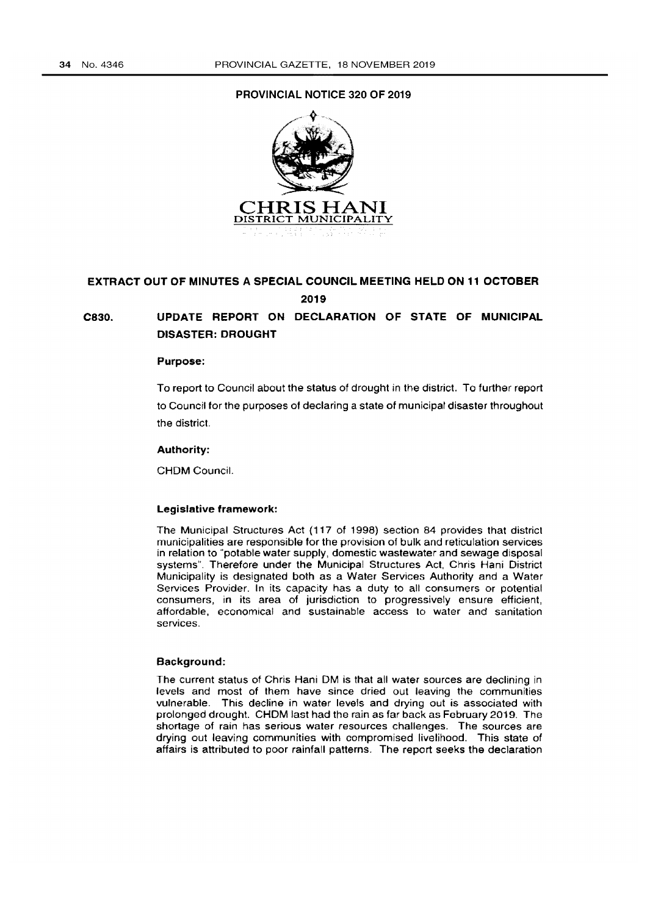**PROVINCIAL NOTICE 320 OF 2019**

**CHRIS HANI**
DISTRICT MUNICIPALITY

## EXTRACT OUT OF MINUTES A SPECIAL COUNCIL MEETING HELD ON 11 OCTOBER 2019

## C830. UPDATE REPORT ON DECLARATION OF STATE OF MUNICIPAL DISASTER: DROUGHT

**Purpose:**

To report to Council about the status of drought in the district. To further report to Council for the purposes of declaring a state of municipal disaster throughout the district.

**Authority:**

CHDM Council.

**Legislative framework:**

The Municipal Structures Act (117 of 1998) section 84 provides that district municipalities are responsible for the provision of bulk and reticulation services in relation to "potable water supply, domestic wastewater and sewage disposal systems". Therefore under the Municipal Structures Act, Chris Hani District Municipality is designated both as a Water Services Authority and a Water Services Provider. In its capacity has a duty to all consumers or potential consumers, in its area of jurisdiction to progressively ensure efficient, affordable, economical and sustainable access to water and sanitation services.

**Background:**

The current status of Chris Hani DM is that all water sources are declining in levels and most of them have since dried out leaving the communities vulnerable. This decline in water levels and drying out is associated with prolonged drought. CHDM last had the rain as far back as February 2019. The shortage of rain has serious water resources challenges. The sources are drying out leaving communities with compromised livelihood. This state of affairs is attributed to poor rainfall patterns. The report seeks the declaration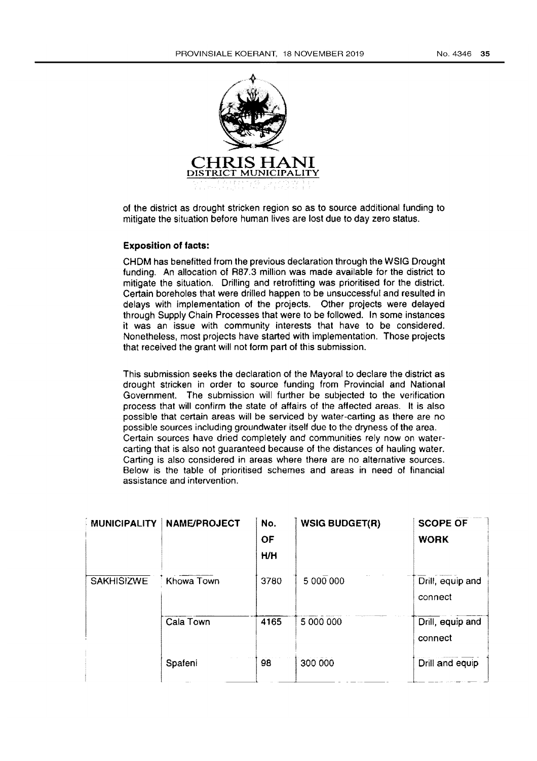**CHRIS HANI**
**DISTRICT MUNICIPALITY**

of the district as drought stricken region so as to source additional funding to mitigate the situation before human lives are lost due to day zero status.

**Exposition of facts:**

CHDM has benefitted from the previous declaration through the WSIG Drought funding. An allocation of R87.3 million was made available for the district to mitigate the situation. Drilling and retrofitting was prioritised for the district. Certain boreholes that were drilled happen to be unsuccessful and resulted in delays with implementation of the projects. Other projects were delayed through Supply Chain Processes that were to be followed. In some instances it was an issue with community interests that have to be considered. Nonetheless, most projects have started with implementation. Those projects that received the grant will not form part of this submission.

This submission seeks the declaration of the Mayoral to declare the district as drought stricken in order to source funding from Provincial and National Government. The submission will further be subjected to the verification process that will confirm the state of affairs of the affected areas. It is also possible that certain areas will be serviced by water-carting as there are no possible sources including groundwater itself due to the dryness of the area. Certain sources have dried completely and communities rely now on water-carting that is also not guaranteed because of the distances of hauling water. Carting is also considered in areas where there are no alternative sources. Below is the table of prioritised schemes and areas in need of financial assistance and intervention.

| MUNICIPALITY | NAME/PROJECT | No. OF H/H | WSIG BUDGET(R) | SCOPE OF WORK |
|---|---|---|---|---|
| SAKHISIZWE | Khowa Town | 3780 | 5 000 000 | Drill, equip and connect |
| | Cala Town | 4165 | 5 000 000 | Drill, equip and connect |
| | Spafeni | 98 | 300 000 | Drill and equip |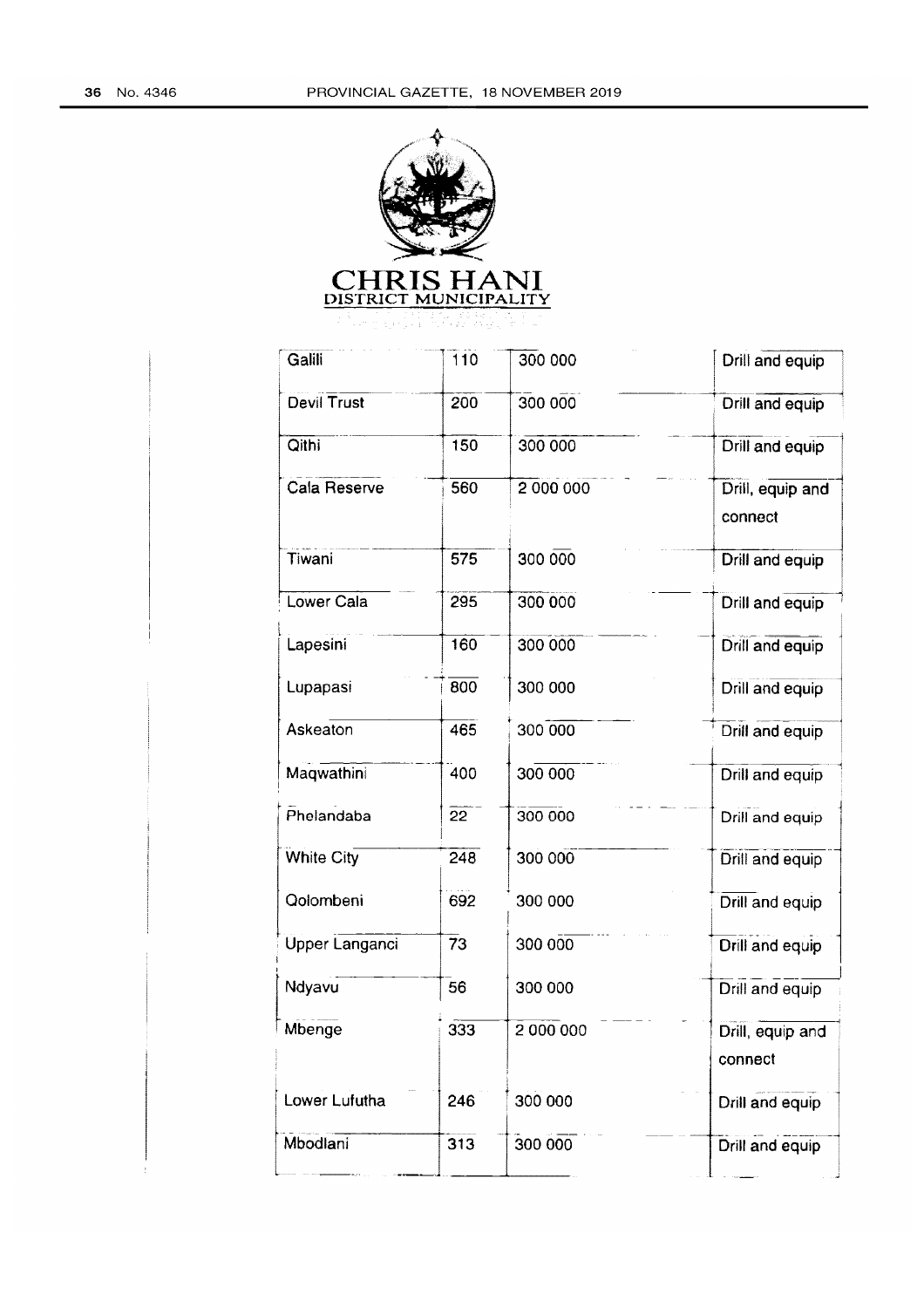**CHRIS HANI**
**DISTRICT MUNICIPALITY**

| | | | |
|---|---|---|---|
| Galili | 110 | 300 000 | Drill and equip |
| Devil Trust | 200 | 300 000 | Drill and equip |
| Qithi | 150 | 300 000 | Drill and equip |
| Cala Reserve | 560 | 2 000 000 | Drill, equip and connect |
| Tiwani | 575 | 300 000 | Drill and equip |
| Lower Cala | 295 | 300 000 | Drill and equip |
| Lapesini | 160 | 300 000 | Drill and equip |
| Lupapasi | 800 | 300 000 | Drill and equip |
| Askeaton | 465 | 300 000 | Drill and equip |
| Maqwathini | 400 | 300 000 | Drill and equip |
| Phelandaba | 22 | 300 000 | Drill and equip |
| White City | 248 | 300 000 | Drill and equip |
| Qolombeni | 692 | 300 000 | Drill and equip |
| Upper Langanci | 73 | 300 000 | Drill and equip |
| Ndyavu | 56 | 300 000 | Drill and equip |
| Mbenge | 333 | 2 000 000 | Drill, equip and connect |
| Lower Lufutha | 246 | 300 000 | Drill and equip |
| Mbodlani | 313 | 300 000 | Drill and equip |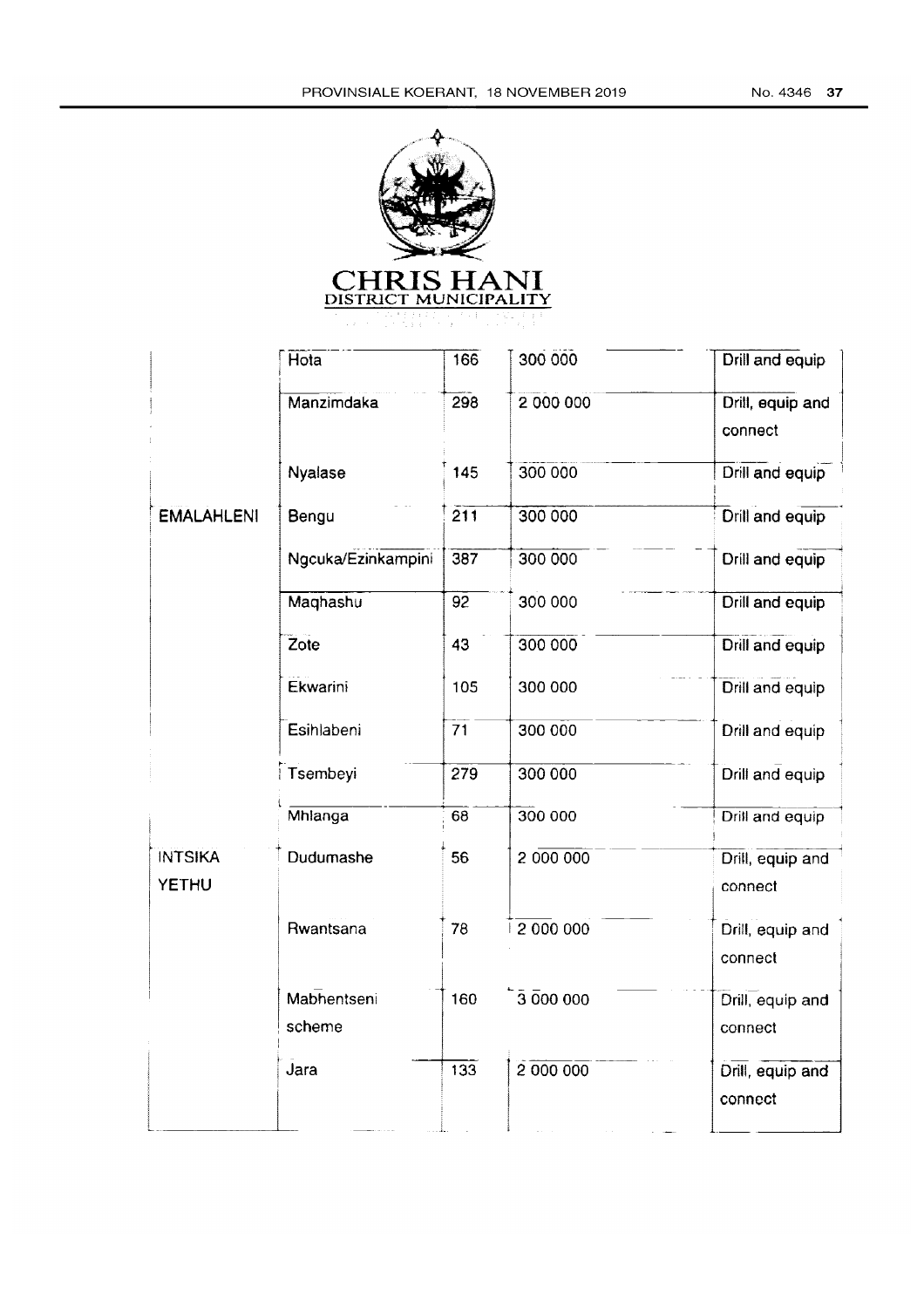**CHRIS HANI**
DISTRICT MUNICIPALITY

| | | | | |
|---|---|---|---|---|
| | Hota | 166 | 300 000 | Drill and equip |
| | Manzimdaka | 298 | 2 000 000 | Drill, equip and connect |
| | Nyalase | 145 | 300 000 | Drill and equip |
| EMALAHLENI | Bengu | 211 | 300 000 | Drill and equip |
| | Ngcuka/Ezinkampini | 387 | 300 000 | Drill and equip |
| | Maqhashu | 92 | 300 000 | Drill and equip |
| | Zote | 43 | 300 000 | Drill and equip |
| | Ekwarini | 105 | 300 000 | Drill and equip |
| | Esihlabeni | 71 | 300 000 | Drill and equip |
| | Tsembeyi | 279 | 300 000 | Drill and equip |
| | Mhlanga | 68 | 300 000 | Drill and equip |
| INTSIKA YETHU | Dudumashe | 56 | 2 000 000 | Drill, equip and connect |
| | Rwantsana | 78 | 2 000 000 | Drill, equip and connect |
| | Mabhentseni scheme | 160 | 3 000 000 | Drill, equip and connect |
| | Jara | 133 | 2 000 000 | Drill, equip and connect |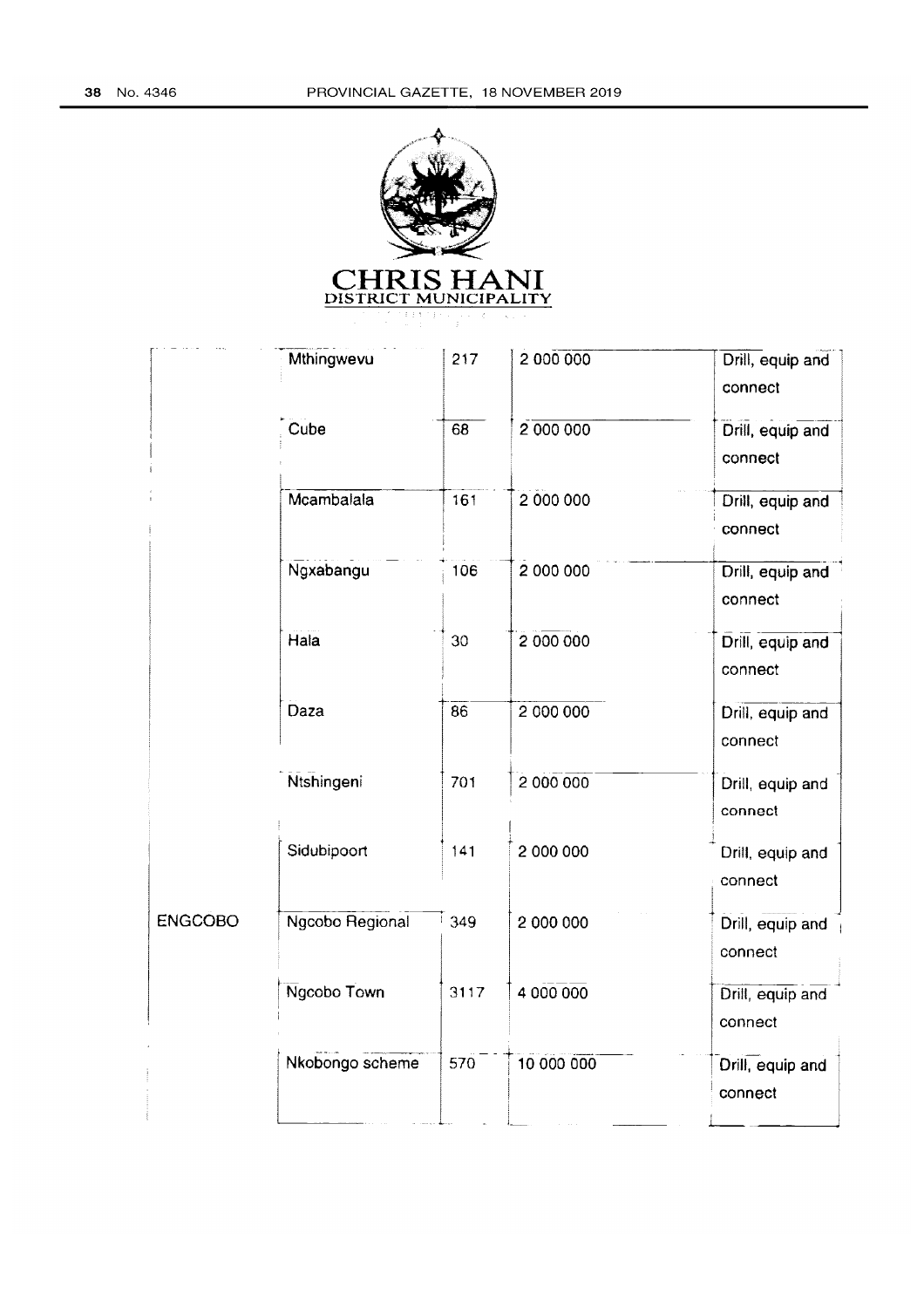CHRIS HANI
DISTRICT MUNICIPALITY

| | | | | |
|---|---|---|---|---|
| | Mthingwevu | 217 | 2 000 000 | Drill, equip and connect |
| | Cube | 68 | 2 000 000 | Drill, equip and connect |
| | Mcambalala | 161 | 2 000 000 | Drill, equip and connect |
| | Ngxabangu | 106 | 2 000 000 | Drill, equip and connect |
| | Hala | 30 | 2 000 000 | Drill, equip and connect |
| | Daza | 86 | 2 000 000 | Drill, equip and connect |
| | Ntshingeni | 701 | 2 000 000 | Drill, equip and connect |
| | Sidubipoort | 141 | 2 000 000 | Drill, equip and connect |
| ENGCOBO | Ngcobo Regional | 349 | 2 000 000 | Drill, equip and connect |
| | Ngcobo Town | 3117 | 4 000 000 | Drill, equip and connect |
| | Nkobongo scheme | 570 | 10 000 000 | Drill, equip and connect |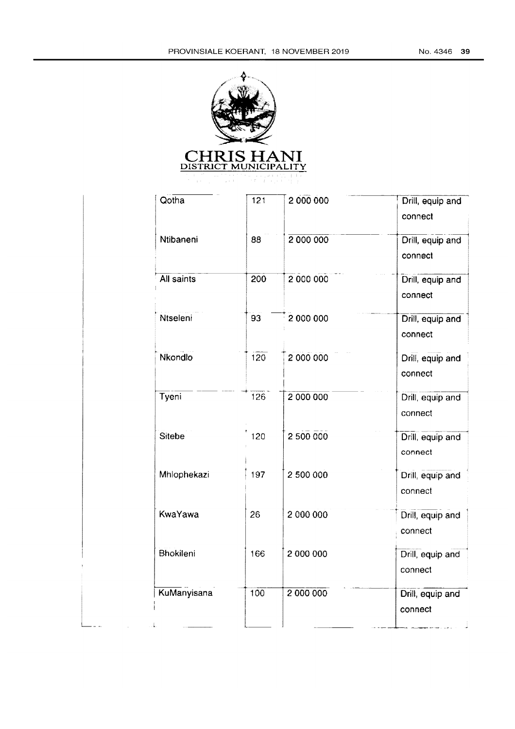**CHRIS HANI**
**DISTRICT MUNICIPALITY**

| | | | |
|---|---|---|---|
| Qotha | 121 | 2 000 000 | Drill, equip and connect |
| Ntibaneni | 88 | 2 000 000 | Drill, equip and connect |
| All saints | 200 | 2 000 000 | Drill, equip and connect |
| Ntseleni | 93 | 2 000 000 | Drill, equip and connect |
| Nkondlo | 120 | 2 000 000 | Drill, equip and connect |
| Tyeni | 126 | 2 000 000 | Drill, equip and connect |
| Sitebe | 120 | 2 500 000 | Drill, equip and connect |
| Mhlophekazi | 197 | 2 500 000 | Drill, equip and connect |
| KwaYawa | 26 | 2 000 000 | Drill, equip and connect |
| Bhokileni | 166 | 2 000 000 | Drill, equip and connect |
| KuManyisana | 100 | 2 000 000 | Drill, equip and connect |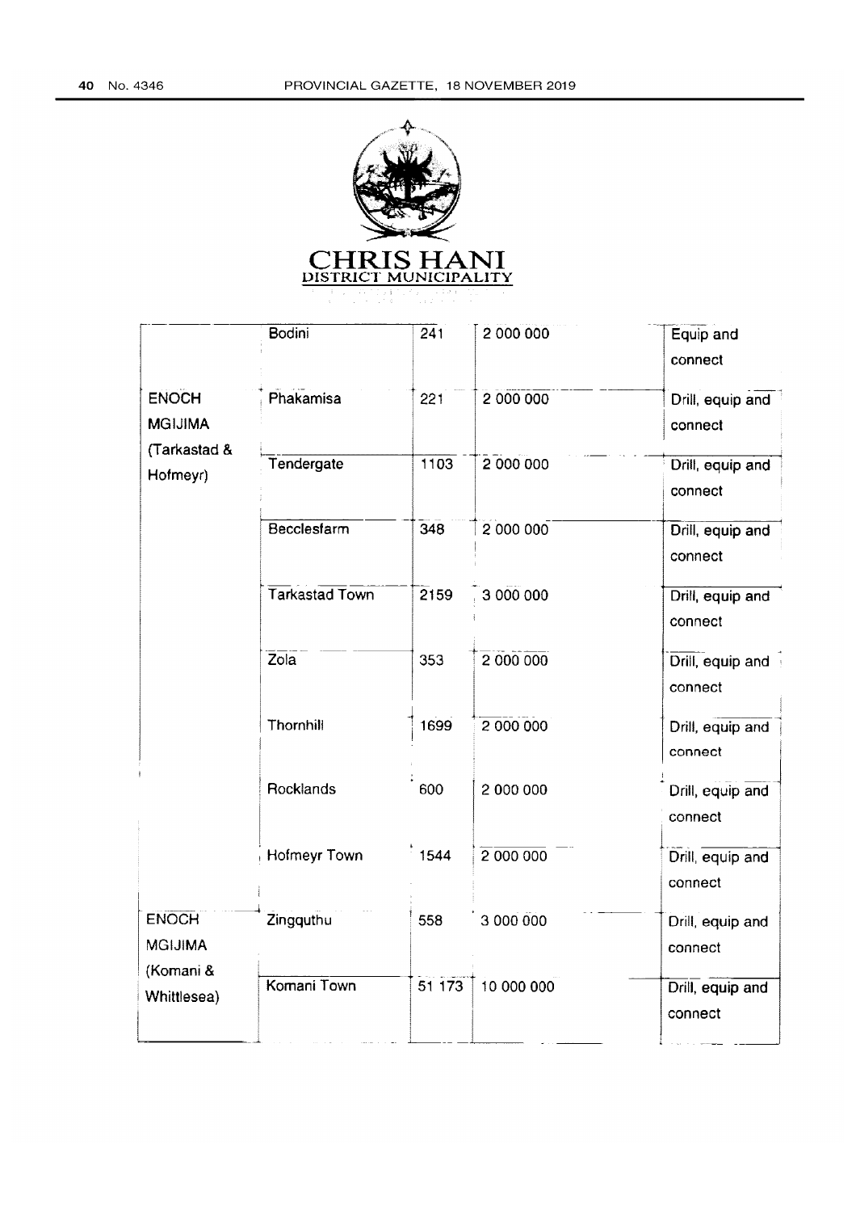# CHRIS HANI

DISTRICT MUNICIPALITY

| | | | | |
|---|---|---|---|---|
| | Bodini | 241 | 2 000 000 | Equip and connect |
| ENOCH MGIJIMA (Tarkastad & Hofmeyr) | Phakamisa | 221 | 2 000 000 | Drill, equip and connect |
| | Tendergate | 1103 | 2 000 000 | Drill, equip and connect |
| | Becclesfarm | 348 | 2 000 000 | Drill, equip and connect |
| | Tarkastad Town | 2159 | 3 000 000 | Drill, equip and connect |
| | Zola | 353 | 2 000 000 | Drill, equip and connect |
| | Thornhill | 1699 | 2 000 000 | Drill, equip and connect |
| | Rocklands | 600 | 2 000 000 | Drill, equip and connect |
| | Hofmeyr Town | 1544 | 2 000 000 | Drill, equip and connect |
| ENOCH MGIJIMA (Komani & Whittlesea) | Zingquthu | 558 | 3 000 000 | Drill, equip and connect |
| | Komani Town | 51 173 | 10 000 000 | Drill, equip and connect |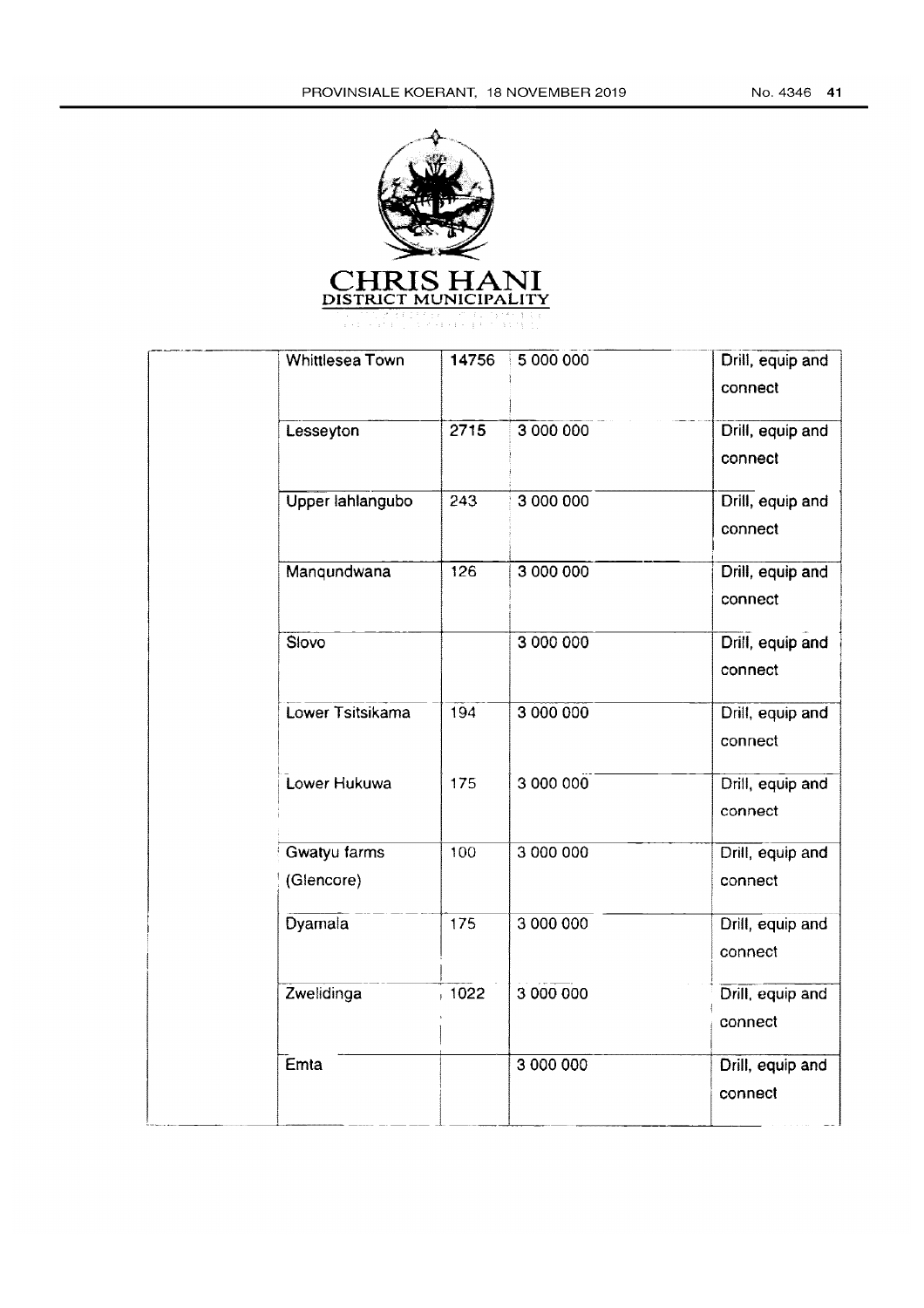**CHRIS HANI**
**DISTRICT MUNICIPALITY**

| | | | | |
|---|---|---|---|---|
| | Whittlesea Town | 14756 | 5 000 000 | Drill, equip and connect |
| | Lesseyton | 2715 | 3 000 000 | Drill, equip and connect |
| | Upper lahlangubo | 243 | 3 000 000 | Drill, equip and connect |
| | Manqundwana | 126 | 3 000 000 | Drill, equip and connect |
| | Slovo | | 3 000 000 | Drill, equip and connect |
| | Lower Tsitsikama | 194 | 3 000 000 | Drill, equip and connect |
| | Lower Hukuwa | 175 | 3 000 000 | Drill, equip and connect |
| | Gwatyu farms (Glencore) | 100 | 3 000 000 | Drill, equip and connect |
| | Dyamala | 175 | 3 000 000 | Drill, equip and connect |
| | Zwelidinga | 1022 | 3 000 000 | Drill, equip and connect |
| | Emta | | 3 000 000 | Drill, equip and connect |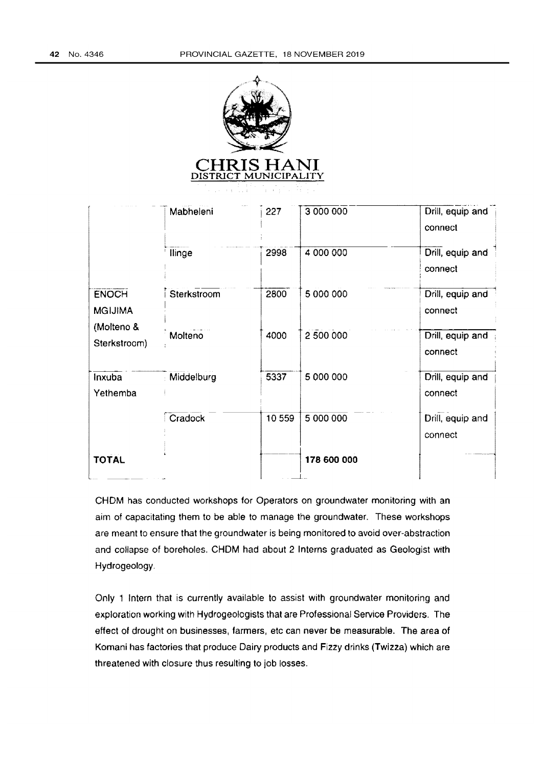CHRIS HANI
DISTRICT MUNICIPALITY

| | | | | |
|---|---|---|---|---|
| | Mabheleni | 227 | 3 000 000 | Drill, equip and connect |
| | Ilinge | 2998 | 4 000 000 | Drill, equip and connect |
| ENOCH MGIJIMA (Molteno & Sterkstroom) | Sterkstroom | 2800 | 5 000 000 | Drill, equip and connect |
| | Molteno | 4000 | 2 500 000 | Drill, equip and connect |
| Inxuba Yethemba | Middelburg | 5337 | 5 000 000 | Drill, equip and connect |
| | Cradock | 10 559 | 5 000 000 | Drill, equip and connect |
| **TOTAL** | | | **178 600 000** | |

CHDM has conducted workshops for Operators on groundwater monitoring with an aim of capacitating them to be able to manage the groundwater. These workshops are meant to ensure that the groundwater is being monitored to avoid over-abstraction and collapse of boreholes. CHDM had about 2 Interns graduated as Geologist with Hydrogeology.

Only 1 Intern that is currently available to assist with groundwater monitoring and exploration working with Hydrogeologists that are Professional Service Providers. The effect of drought on businesses, farmers, etc can never be measurable. The area of Komani has factories that produce Dairy products and Fizzy drinks (Twizza) which are threatened with closure thus resulting to job losses.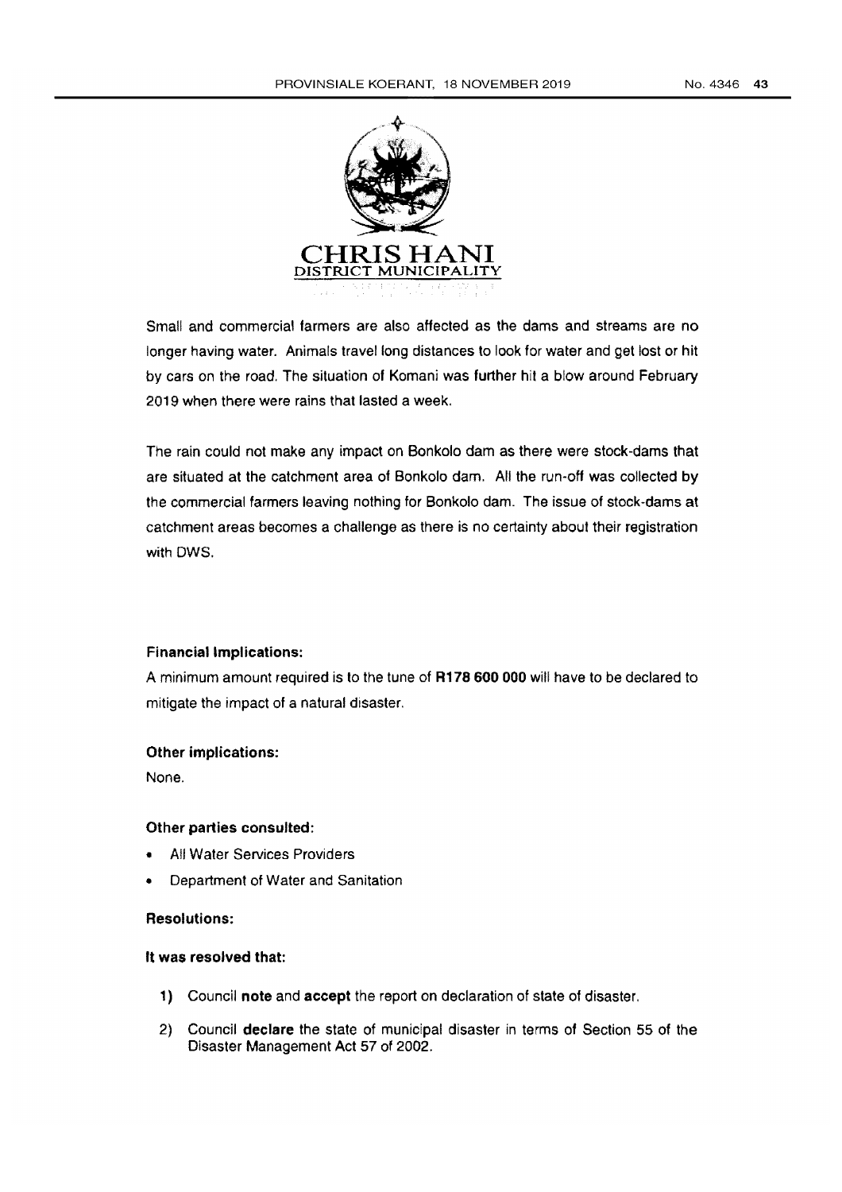CHRIS HANI
DISTRICT MUNICIPALITY

Small and commercial farmers are also affected as the dams and streams are no longer having water. Animals travel long distances to look for water and get lost or hit by cars on the road. The situation of Komani was further hit a blow around February 2019 when there were rains that lasted a week.

The rain could not make any impact on Bonkolo dam as there were stock-dams that are situated at the catchment area of Bonkolo dam. All the run-off was collected by the commercial farmers leaving nothing for Bonkolo dam. The issue of stock-dams at catchment areas becomes a challenge as there is no certainty about their registration with DWS.

**Financial Implications:**

A minimum amount required is to the tune of **R178 600 000** will have to be declared to mitigate the impact of a natural disaster.

**Other implications:**

None.

**Other parties consulted:**

- All Water Services Providers
- Department of Water and Sanitation

**Resolutions:**

**It was resolved that:**

1) Council **note** and **accept** the report on declaration of state of disaster.
2) Council **declare** the state of municipal disaster in terms of Section 55 of the Disaster Management Act 57 of 2002.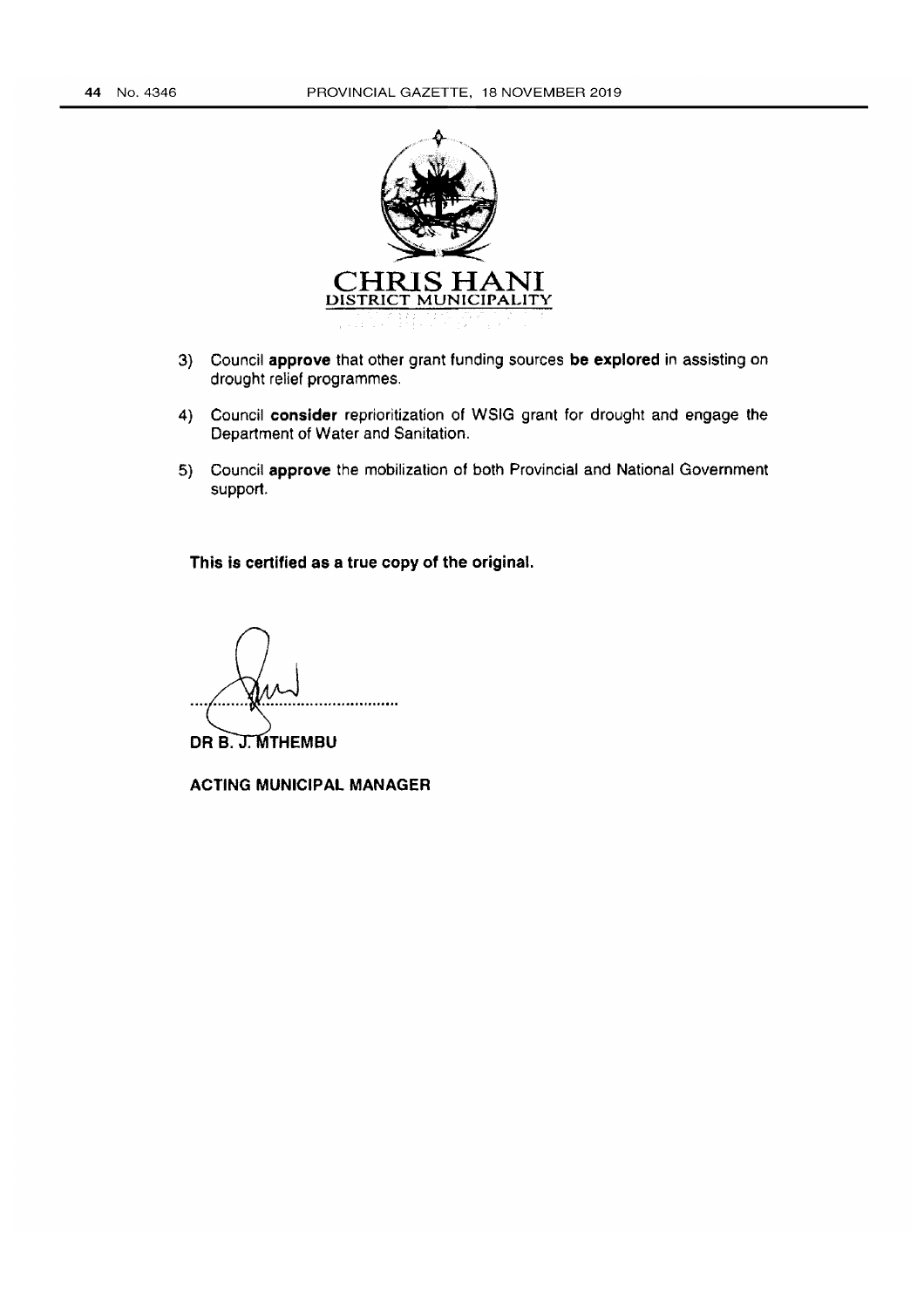**CHRIS HANI**
DISTRICT MUNICIPALITY

3) Council **approve** that other grant funding sources **be explored** in assisting on drought relief programmes.

4) Council **consider** reprioritization of WSIG grant for drought and engage the Department of Water and Sanitation.

5) Council **approve** the mobilization of both Provincial and National Government support.

**This is certified as a true copy of the original.**

..........................................

**DR B. J. MTHEMBU**

**ACTING MUNICIPAL MANAGER**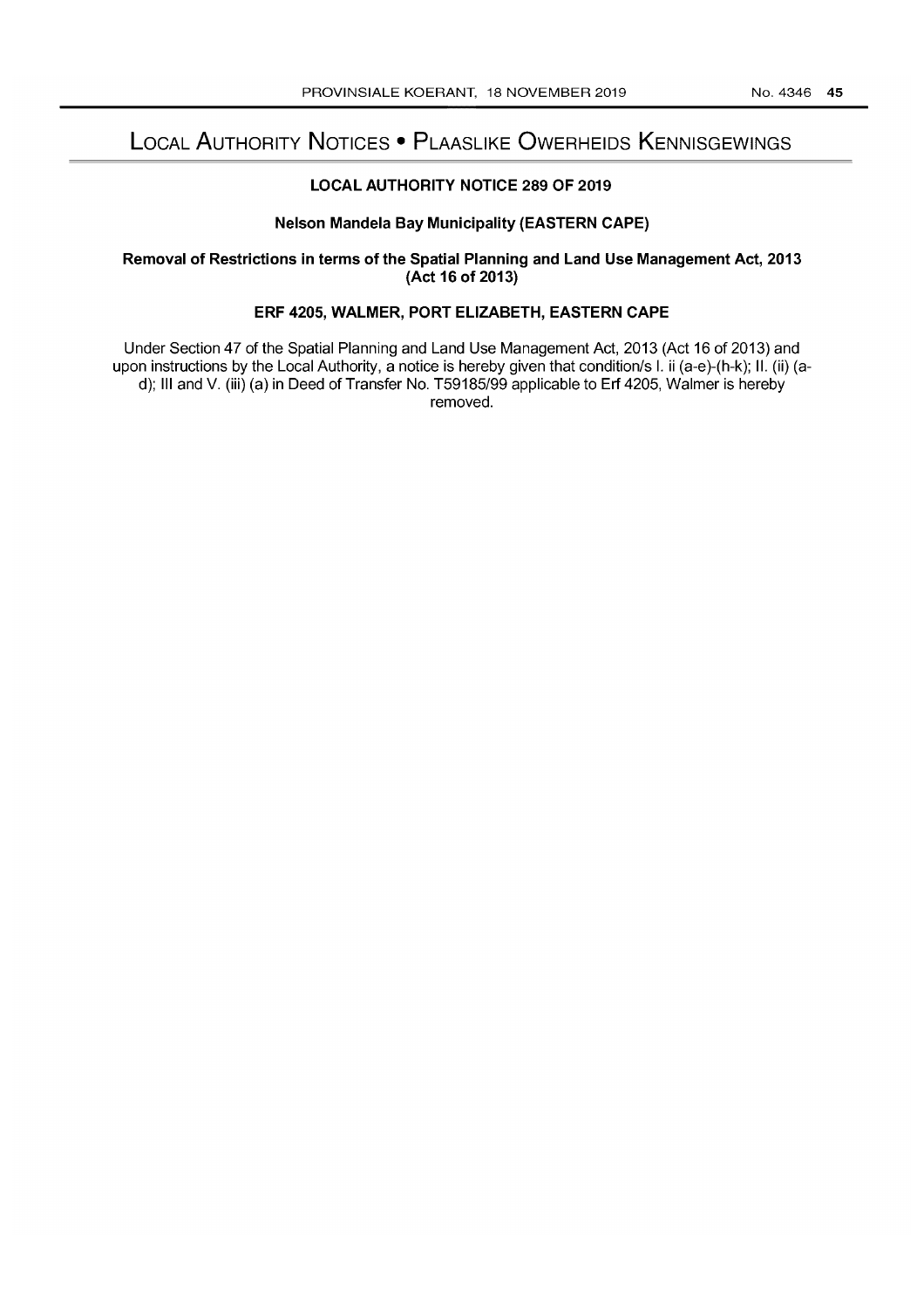# Local Authority Notices • Plaaslike Owerheids Kennisgewings

### LOCAL AUTHORITY NOTICE 289 OF 2019

### Nelson Mandela Bay Municipality (EASTERN CAPE)

### Removal of Restrictions in terms of the Spatial Planning and Land Use Management Act, 2013 (Act 16 of 2013)

### ERF 4205, WALMER, PORT ELIZABETH, EASTERN CAPE

Under Section 47 of the Spatial Planning and Land Use Management Act, 2013 (Act 16 of 2013) and upon instructions by the Local Authority, a notice is hereby given that condition/s I. ii (a-e)-(h-k); II. (ii) (a-d); III and V. (iii) (a) in Deed of Transfer No. T59185/99 applicable to Erf 4205, Walmer is hereby removed.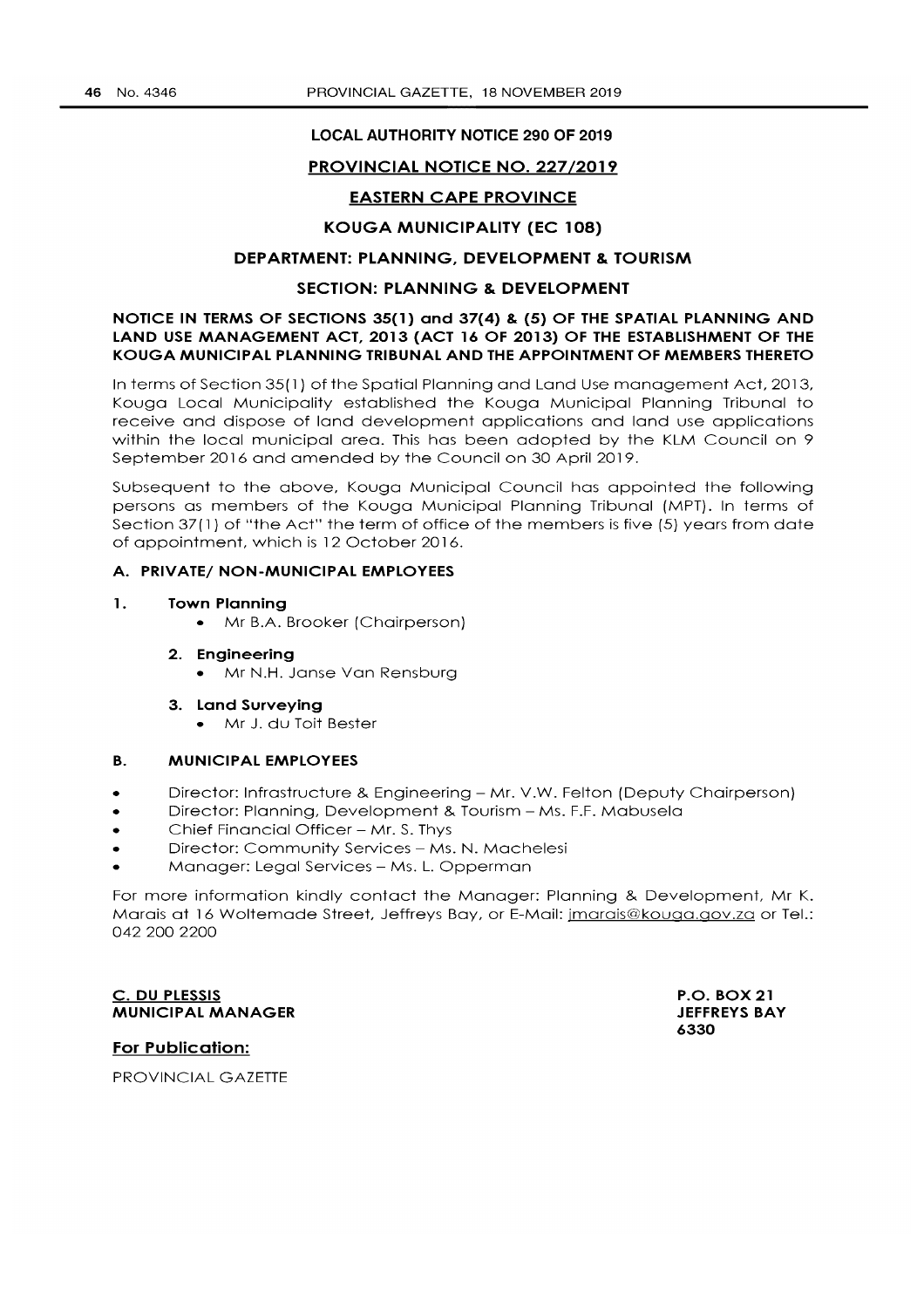**LOCAL AUTHORITY NOTICE 290 OF 2019**

**PROVINCIAL NOTICE NO. 227/2019**

**EASTERN CAPE PROVINCE**

**KOUGA MUNICIPALITY (EC 108)**

**DEPARTMENT: PLANNING, DEVELOPMENT & TOURISM**

**SECTION: PLANNING & DEVELOPMENT**

**NOTICE IN TERMS OF SECTIONS 35(1) and 37(4) & (5) OF THE SPATIAL PLANNING AND LAND USE MANAGEMENT ACT, 2013 (ACT 16 OF 2013) OF THE ESTABLISHMENT OF THE KOUGA MUNICIPAL PLANNING TRIBUNAL AND THE APPOINTMENT OF MEMBERS THERETO**

In terms of Section 35(1) of the Spatial Planning and Land Use management Act, 2013, Kouga Local Municipality established the Kouga Municipal Planning Tribunal to receive and dispose of land development applications and land use applications within the local municipal area. This has been adopted by the KLM Council on 9 September 2016 and amended by the Council on 30 April 2019.

Subsequent to the above, Kouga Municipal Council has appointed the following persons as members of the Kouga Municipal Planning Tribunal (MPT). In terms of Section 37(1) of "the Act" the term of office of the members is five (5) years from date of appointment, which is 12 October 2016.

**A. PRIVATE/ NON-MUNICIPAL EMPLOYEES**

1. **Town Planning**
   - Mr B.A. Brooker (Chairperson)
2. **Engineering**
   - Mr N.H. Janse Van Rensburg
3. **Land Surveying**
   - Mr J. du Toit Bester

**B. MUNICIPAL EMPLOYEES**

- Director: Infrastructure & Engineering – Mr. V.W. Felton (Deputy Chairperson)
- Director: Planning, Development & Tourism – Ms. F.F. Mabusela
- Chief Financial Officer – Mr. S. Thys
- Director: Community Services – Ms. N. Machelesi
- Manager: Legal Services – Ms. L. Opperman

For more information kindly contact the Manager: Planning & Development, Mr K. Marais at 16 Woltemade Street, Jeffreys Bay, or E-Mail: jmarais@kouga.gov.za or Tel.: 042 200 2200

**C. DU PLESSIS**
**MUNICIPAL MANAGER**

**P.O. BOX 21**
**JEFFREYS BAY**
**6330**

**For Publication:**

PROVINCIAL GAZETTE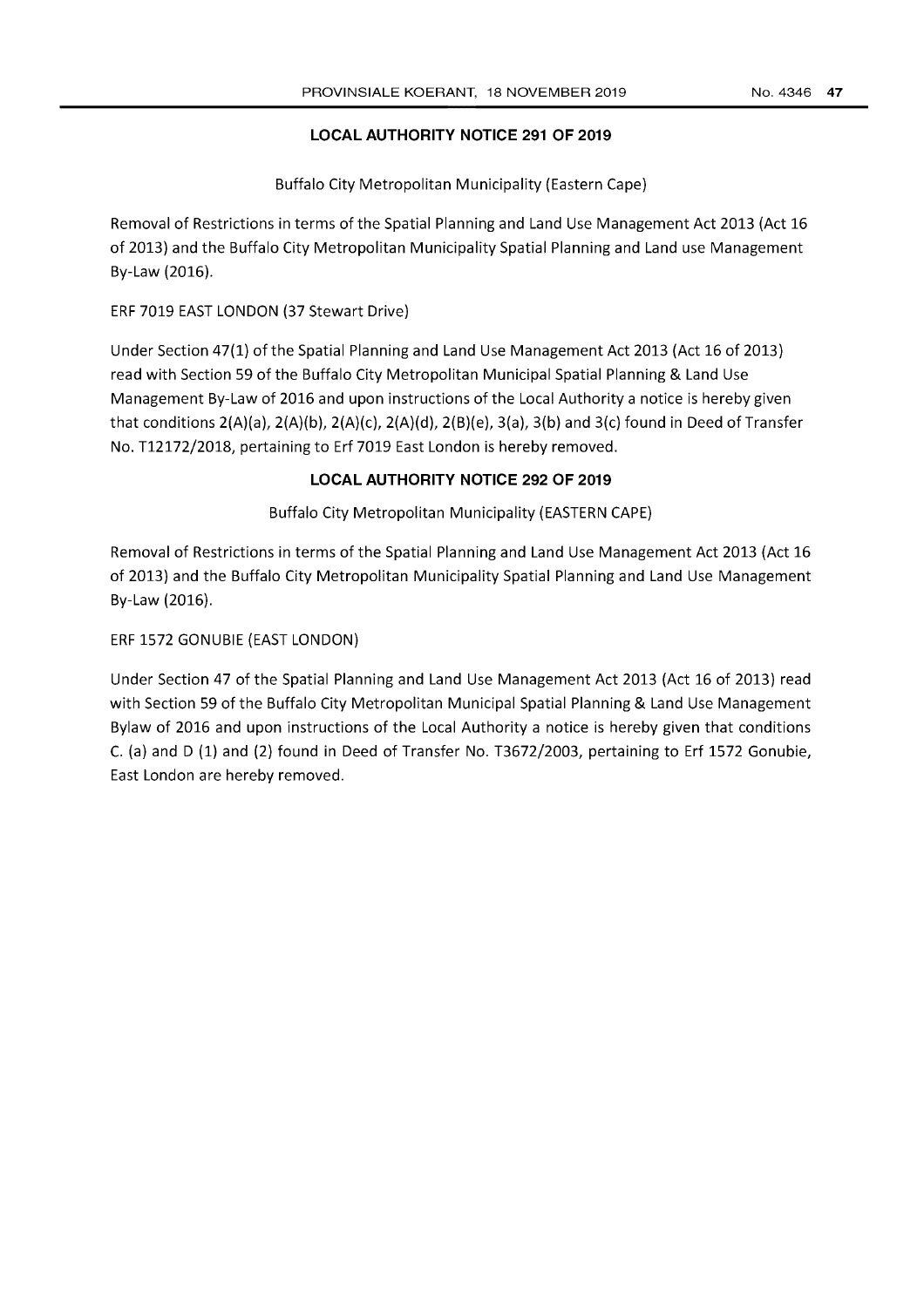## LOCAL AUTHORITY NOTICE 291 OF 2019

Buffalo City Metropolitan Municipality (Eastern Cape)

Removal of Restrictions in terms of the Spatial Planning and Land Use Management Act 2013 (Act 16 of 2013) and the Buffalo City Metropolitan Municipality Spatial Planning and Land use Management By-Law (2016).

ERF 7019 EAST LONDON (37 Stewart Drive)

Under Section 47(1) of the Spatial Planning and Land Use Management Act 2013 (Act 16 of 2013) read with Section 59 of the Buffalo City Metropolitan Municipal Spatial Planning & Land Use Management By-Law of 2016 and upon instructions of the Local Authority a notice is hereby given that conditions 2(A)(a), 2(A)(b), 2(A)(c), 2(A)(d), 2(B)(e), 3(a), 3(b) and 3(c) found in Deed of Transfer No. T12172/2018, pertaining to Erf 7019 East London is hereby removed.

## LOCAL AUTHORITY NOTICE 292 OF 2019

Buffalo City Metropolitan Municipality (EASTERN CAPE)

Removal of Restrictions in terms of the Spatial Planning and Land Use Management Act 2013 (Act 16 of 2013) and the Buffalo City Metropolitan Municipality Spatial Planning and Land Use Management By-Law (2016).

ERF 1572 GONUBIE (EAST LONDON)

Under Section 47 of the Spatial Planning and Land Use Management Act 2013 (Act 16 of 2013) read with Section 59 of the Buffalo City Metropolitan Municipal Spatial Planning & Land Use Management Bylaw of 2016 and upon instructions of the Local Authority a notice is hereby given that conditions C. (a) and D (1) and (2) found in Deed of Transfer No. T3672/2003, pertaining to Erf 1572 Gonubie, East London are hereby removed.